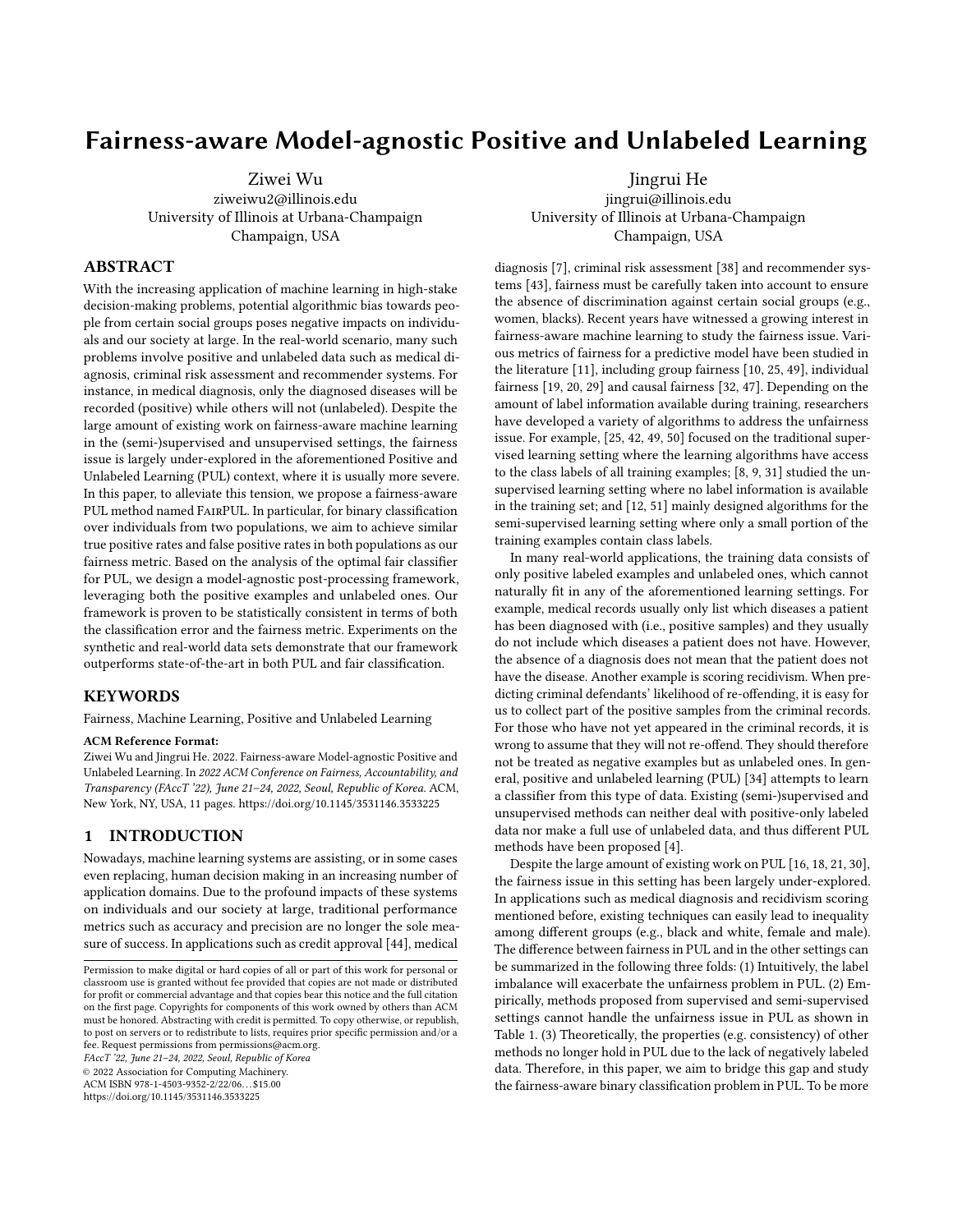# Fairness-aware Model-agnostic Positive and Unlabeled Learning

Ziwei Wu
ziweiwu2@illinois.edu
University of Illinois at Urbana-Champaign
Champaign, USA

Jingrui He
jingrui@illinois.edu
University of Illinois at Urbana-Champaign
Champaign, USA

## ABSTRACT

With the increasing application of machine learning in high-stake decision-making problems, potential algorithmic bias towards people from certain social groups poses negative impacts on individuals and our society at large. In the real-world scenario, many such problems involve positive and unlabeled data such as medical diagnosis, criminal risk assessment and recommender systems. For instance, in medical diagnosis, only the diagnosed diseases will be recorded (positive) while others will not (unlabeled). Despite the large amount of existing work on fairness-aware machine learning in the (semi-)supervised and unsupervised settings, the fairness issue is largely under-explored in the aforementioned Positive and Unlabeled Learning (PUL) context, where it is usually more severe. In this paper, to alleviate this tension, we propose a fairness-aware PUL method named FairPUL. In particular, for binary classification over individuals from two populations, we aim to achieve similar true positive rates and false positive rates in both populations as our fairness metric. Based on the analysis of the optimal fair classifier for PUL, we design a model-agnostic post-processing framework, leveraging both the positive examples and unlabeled ones. Our framework is proven to be statistically consistent in terms of both the classification error and the fairness metric. Experiments on the synthetic and real-world data sets demonstrate that our framework outperforms state-of-the-art in both PUL and fair classification.

## KEYWORDS

Fairness, Machine Learning, Positive and Unlabeled Learning

**ACM Reference Format:**
Ziwei Wu and Jingrui He. 2022. Fairness-aware Model-agnostic Positive and Unlabeled Learning. In *2022 ACM Conference on Fairness, Accountability, and Transparency (FAccT '22), June 21–24, 2022, Seoul, Republic of Korea.* ACM, New York, NY, USA, 11 pages. https://doi.org/10.1145/3531146.3533225

## 1 INTRODUCTION

Nowadays, machine learning systems are assisting, or in some cases even replacing, human decision making in an increasing number of application domains. Due to the profound impacts of these systems on individuals and our society at large, traditional performance metrics such as accuracy and precision are no longer the sole measure of success. In applications such as credit approval [44], medical diagnosis [7], criminal risk assessment [38] and recommender systems [43], fairness must be carefully taken into account to ensure the absence of discrimination against certain social groups (e.g., women, blacks). Recent years have witnessed a growing interest in fairness-aware machine learning to study the fairness issue. Various metrics of fairness for a predictive model have been studied in the literature [11], including group fairness [10, 25, 49], individual fairness [19, 20, 29] and causal fairness [32, 47]. Depending on the amount of label information available during training, researchers have developed a variety of algorithms to address the unfairness issue. For example, [25, 42, 49, 50] focused on the traditional supervised learning setting where the learning algorithms have access to the class labels of all training examples; [8, 9, 31] studied the unsupervised learning setting where no label information is available in the training set; and [12, 51] mainly designed algorithms for the semi-supervised learning setting where only a small portion of the training examples contain class labels.

In many real-world applications, the training data consists of only positive labeled examples and unlabeled ones, which cannot naturally fit in any of the aforementioned learning settings. For example, medical records usually only list which diseases a patient has been diagnosed with (i.e., positive samples) and they usually do not include which diseases a patient does not have. However, the absence of a diagnosis does not mean that the patient does not have the disease. Another example is scoring recidivism. When predicting criminal defendants' likelihood of re-offending, it is easy for us to collect part of the positive samples from the criminal records. For those who have not yet appeared in the criminal records, it is wrong to assume that they will not re-offend. They should therefore not be treated as negative examples but as unlabeled ones. In general, positive and unlabeled learning (PUL) [34] attempts to learn a classifier from this type of data. Existing (semi-)supervised and unsupervised methods can neither deal with positive-only labeled data nor make a full use of unlabeled data, and thus different PUL methods have been proposed [4].

Despite the large amount of existing work on PUL [16, 18, 21, 30], the fairness issue in this setting has been largely under-explored. In applications such as medical diagnosis and recidivism scoring mentioned before, existing techniques can easily lead to inequality among different groups (e.g., black and white, female and male). The difference between fairness in PUL and in the other settings can be summarized in the following three folds: (1) Intuitively, the label imbalance will exacerbate the unfairness problem in PUL. (2) Empirically, methods proposed from supervised and semi-supervised settings cannot handle the unfairness issue in PUL as shown in Table 1. (3) Theoretically, the properties (e.g. consistency) of other methods no longer hold in PUL due to the lack of negatively labeled data. Therefore, in this paper, we aim to bridge this gap and study the fairness-aware binary classification problem in PUL. To be more

Permission to make digital or hard copies of all or part of this work for personal or classroom use is granted without fee provided that copies are not made or distributed for profit or commercial advantage and that copies bear this notice and the full citation on the first page. Copyrights for components of this work owned by others than ACM must be honored. Abstracting with credit is permitted. To copy otherwise, or republish, to post on servers or to redistribute to lists, requires prior specific permission and/or a fee. Request permissions from permissions@acm.org.
*FAccT '22, June 21–24, 2022, Seoul, Republic of Korea*
© 2022 Association for Computing Machinery.
ACM ISBN 978-1-4503-9352-2/22/06...$15.00
https://doi.org/10.1145/3531146.3533225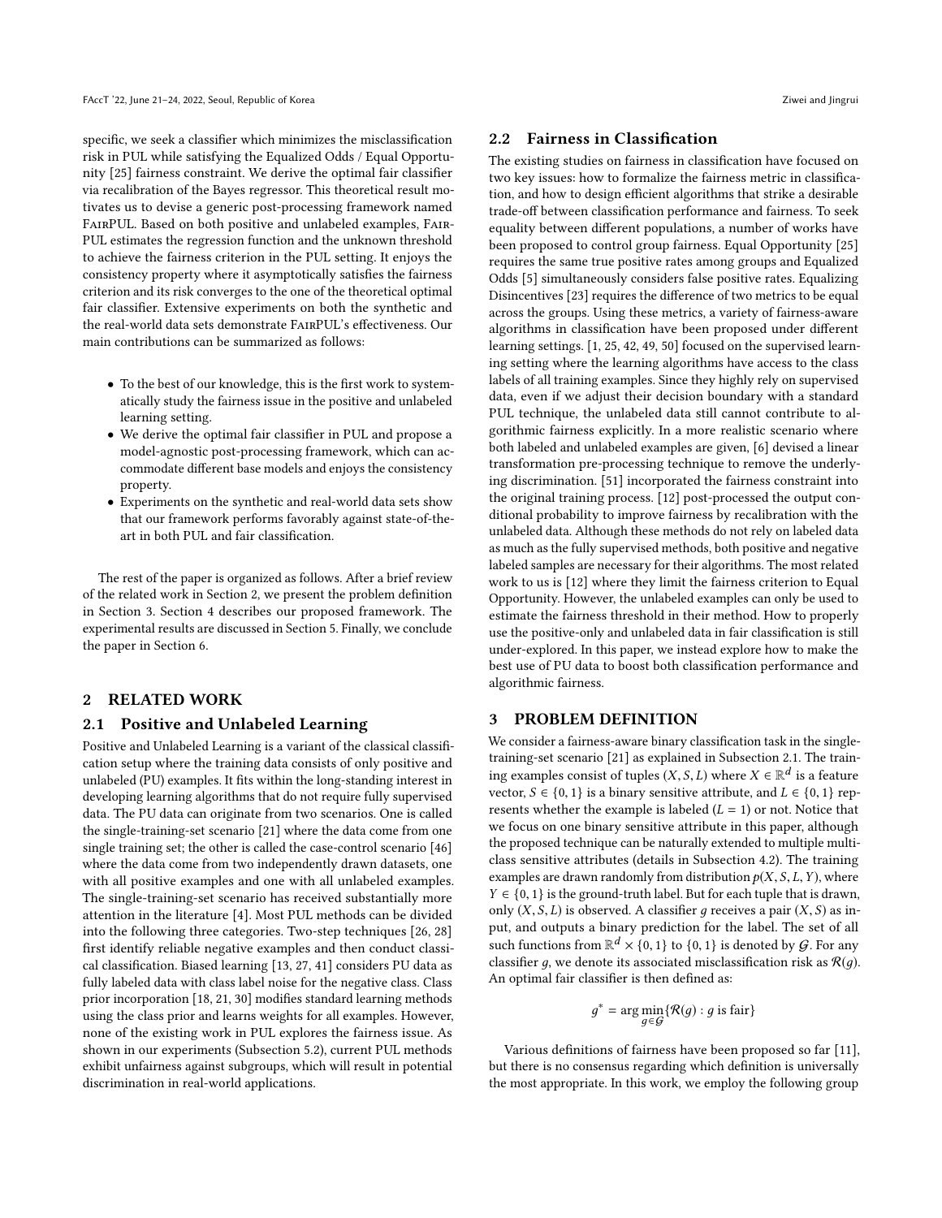specific, we seek a classifier which minimizes the misclassification risk in PUL while satisfying the Equalized Odds / Equal Opportunity [25] fairness constraint. We derive the optimal fair classifier via recalibration of the Bayes regressor. This theoretical result motivates us to devise a generic post-processing framework named FairPUL. Based on both positive and unlabeled examples, FairPUL estimates the regression function and the unknown threshold to achieve the fairness criterion in the PUL setting. It enjoys the consistency property where it asymptotically satisfies the fairness criterion and its risk converges to the one of the theoretical optimal fair classifier. Extensive experiments on both the synthetic and the real-world data sets demonstrate FairPUL's effectiveness. Our main contributions can be summarized as follows:

- To the best of our knowledge, this is the first work to systematically study the fairness issue in the positive and unlabeled learning setting.
- We derive the optimal fair classifier in PUL and propose a model-agnostic post-processing framework, which can accommodate different base models and enjoys the consistency property.
- Experiments on the synthetic and real-world data sets show that our framework performs favorably against state-of-the-art in both PUL and fair classification.

The rest of the paper is organized as follows. After a brief review of the related work in Section 2, we present the problem definition in Section 3. Section 4 describes our proposed framework. The experimental results are discussed in Section 5. Finally, we conclude the paper in Section 6.

## 2 RELATED WORK

### 2.1 Positive and Unlabeled Learning

Positive and Unlabeled Learning is a variant of the classical classification setup where the training data consists of only positive and unlabeled (PU) examples. It fits within the long-standing interest in developing learning algorithms that do not require fully supervised data. The PU data can originate from two scenarios. One is called the single-training-set scenario [21] where the data come from one single training set; the other is called the case-control scenario [46] where the data come from two independently drawn datasets, one with all positive examples and one with all unlabeled examples. The single-training-set scenario has received substantially more attention in the literature [4]. Most PUL methods can be divided into the following three categories. Two-step techniques [26, 28] first identify reliable negative examples and then conduct classical classification. Biased learning [13, 27, 41] considers PU data as fully labeled data with class label noise for the negative class. Class prior incorporation [18, 21, 30] modifies standard learning methods using the class prior and learns weights for all examples. However, none of the existing work in PUL explores the fairness issue. As shown in our experiments (Subsection 5.2), current PUL methods exhibit unfairness against subgroups, which will result in potential discrimination in real-world applications.

### 2.2 Fairness in Classification

The existing studies on fairness in classification have focused on two key issues: how to formalize the fairness metric in classification, and how to design efficient algorithms that strike a desirable trade-off between classification performance and fairness. To seek equality between different populations, a number of works have been proposed to control group fairness. Equal Opportunity [25] requires the same true positive rates among groups and Equalized Odds [5] simultaneously considers false positive rates. Equalizing Disincentives [23] requires the difference of two metrics to be equal across the groups. Using these metrics, a variety of fairness-aware algorithms in classification have been proposed under different learning settings. [1, 25, 42, 49, 50] focused on the supervised learning setting where the learning algorithms have access to the class labels of all training examples. Since they highly rely on supervised data, even if we adjust their decision boundary with a standard PUL technique, the unlabeled data still cannot contribute to algorithmic fairness explicitly. In a more realistic scenario where both labeled and unlabeled examples are given, [6] devised a linear transformation pre-processing technique to remove the underlying discrimination. [51] incorporated the fairness constraint into the original training process. [12] post-processed the output conditional probability to improve fairness by recalibration with the unlabeled data. Although these methods do not rely on labeled data as much as the fully supervised methods, both positive and negative labeled samples are necessary for their algorithms. The most related work to us is [12] where they limit the fairness criterion to Equal Opportunity. However, the unlabeled examples can only be used to estimate the fairness threshold in their method. How to properly use the positive-only and unlabeled data in fair classification is still under-explored. In this paper, we instead explore how to make the best use of PU data to boost both classification performance and algorithmic fairness.

## 3 PROBLEM DEFINITION

We consider a fairness-aware binary classification task in the single-training-set scenario [21] as explained in Subsection 2.1. The training examples consist of tuples $(X, S, L)$ where $X \in \mathbb{R}^d$ is a feature vector, $S \in \{0, 1\}$ is a binary sensitive attribute, and $L \in \{0, 1\}$ represents whether the example is labeled ($L = 1$) or not. Notice that we focus on one binary sensitive attribute in this paper, although the proposed technique can be naturally extended to multiple multi-class sensitive attributes (details in Subsection 4.2). The training examples are drawn randomly from distribution $p(X, S, L, Y)$, where $Y \in \{0, 1\}$ is the ground-truth label. But for each tuple that is drawn, only $(X, S, L)$ is observed. A classifier $g$ receives a pair $(X, S)$ as input, and outputs a binary prediction for the label. The set of all such functions from $\mathbb{R}^d \times \{0, 1\}$ to $\{0, 1\}$ is denoted by $\mathcal{G}$. For any classifier $g$, we denote its associated misclassification risk as $\mathcal{R}(g)$. An optimal fair classifier is then defined as:

$$g^* = \arg\min_{g \in \mathcal{G}} \{\mathcal{R}(g) : g \text{ is fair}\}$$

Various definitions of fairness have been proposed so far [11], but there is no consensus regarding which definition is universally the most appropriate. In this work, we employ the following group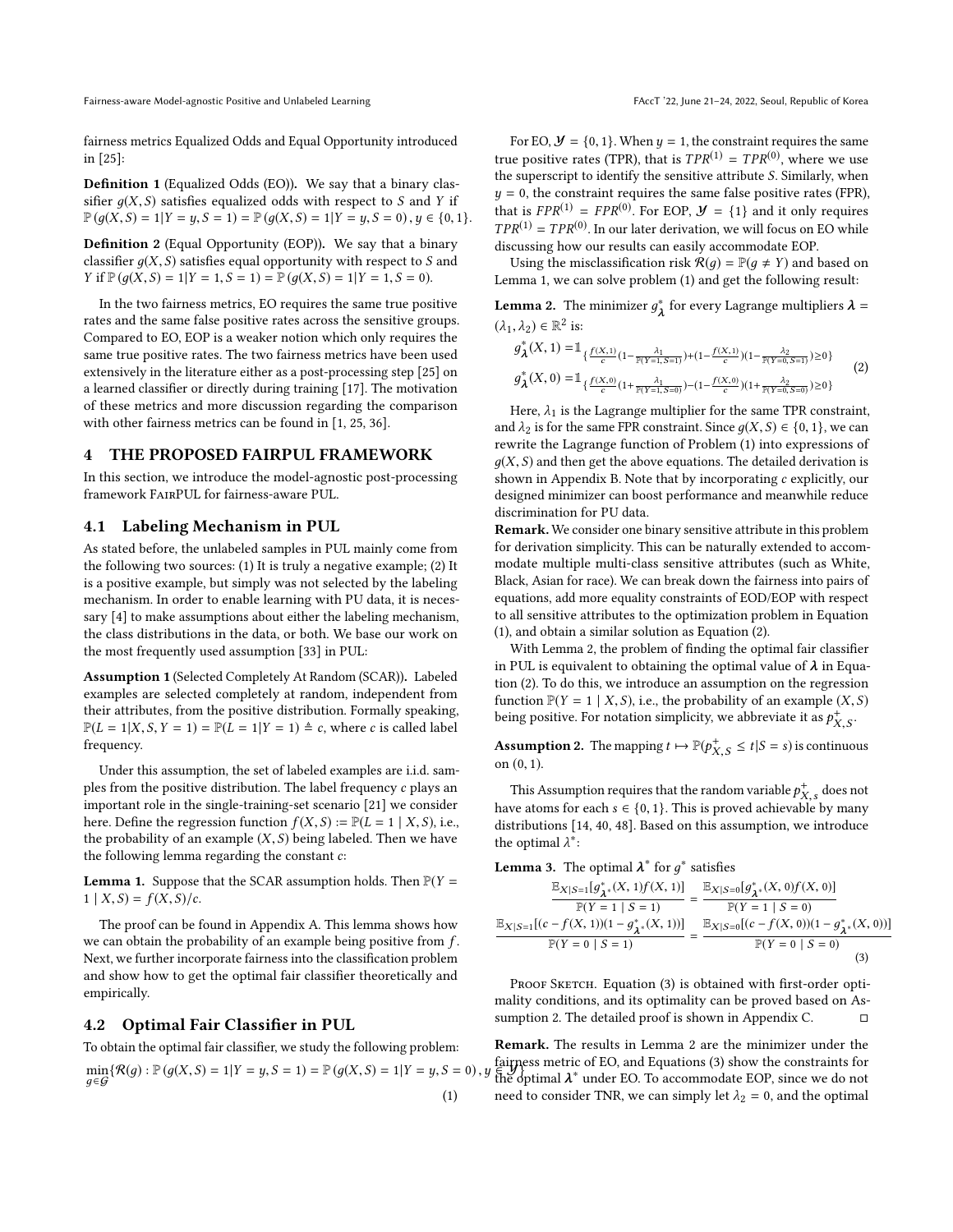fairness metrics Equalized Odds and Equal Opportunity introduced in [25]:

**Definition 1** (Equalized Odds (EO)). We say that a binary classifier $g(X,S)$ satisfies equalized odds with respect to $S$ and $Y$ if $\mathbb{P}(g(X,S)=1|Y=y,S=1)=\mathbb{P}(g(X,S)=1|Y=y,S=0), y\in\{0,1\}$.

**Definition 2** (Equal Opportunity (EOP)). We say that a binary classifier $g(X,S)$ satisfies equal opportunity with respect to $S$ and $Y$ if $\mathbb{P}(g(X,S)=1|Y=1,S=1)=\mathbb{P}(g(X,S)=1|Y=1,S=0)$.

In the two fairness metrics, EO requires the same true positive rates and the same false positive rates across the sensitive groups. Compared to EO, EOP is a weaker notion which only requires the same true positive rates. The two fairness metrics have been used extensively in the literature either as a post-processing step [25] on a learned classifier or directly during training [17]. The motivation of these metrics and more discussion regarding the comparison with other fairness metrics can be found in [1, 25, 36].

# 4 THE PROPOSED FAIRPUL FRAMEWORK

In this section, we introduce the model-agnostic post-processing framework FairPUL for fairness-aware PUL.

## 4.1 Labeling Mechanism in PUL

As stated before, the unlabeled samples in PUL mainly come from the following two sources: (1) It is truly a negative example; (2) It is a positive example, but simply was not selected by the labeling mechanism. In order to enable learning with PU data, it is necessary [4] to make assumptions about either the labeling mechanism, the class distributions in the data, or both. We base our work on the most frequently used assumption [33] in PUL:

**Assumption 1** (Selected Completely At Random (SCAR)). Labeled examples are selected completely at random, independent from their attributes, from the positive distribution. Formally speaking, $\mathbb{P}(L=1|X,S,Y=1)=\mathbb{P}(L=1|Y=1)\triangleq c$, where $c$ is called label frequency.

Under this assumption, the set of labeled examples are i.i.d. samples from the positive distribution. The label frequency $c$ plays an important role in the single-training-set scenario [21] we consider here. Define the regression function $f(X,S):=\mathbb{P}(L=1\mid X,S)$, i.e., the probability of an example $(X,S)$ being labeled. Then we have the following lemma regarding the constant $c$:

**Lemma 1.** Suppose that the SCAR assumption holds. Then $\mathbb{P}(Y=1\mid X,S)=f(X,S)/c$.

The proof can be found in Appendix A. This lemma shows how we can obtain the probability of an example being positive from $f$. Next, we further incorporate fairness into the classification problem and show how to get the optimal fair classifier theoretically and empirically.

## 4.2 Optimal Fair Classifier in PUL

To obtain the optimal fair classifier, we study the following problem:

$$\min_{g\in\mathcal{G}}\{\mathcal{R}(g):\mathbb{P}(g(X,S)=1|Y=y,S=1)=\mathbb{P}(g(X,S)=1|Y=y,S=0), y\in\mathcal{Y}\} \tag{1}$$

For EO, $\mathcal{Y}=\{0,1\}$. When $y=1$, the constraint requires the same true positive rates (TPR), that is $TPR^{(1)}=TPR^{(0)}$, where we use the superscript to identify the sensitive attribute $S$. Similarly, when $y=0$, the constraint requires the same false positive rates (FPR), that is $FPR^{(1)}=FPR^{(0)}$. For EOP, $\mathcal{Y}=\{1\}$ and it only requires $TPR^{(1)}=TPR^{(0)}$. In our later derivation, we will focus on EO while discussing how our results can easily accommodate EOP.

Using the misclassification risk $\mathcal{R}(g)=\mathbb{P}(g\neq Y)$ and based on Lemma 1, we can solve problem (1) and get the following result:

**Lemma 2.** The minimizer $g^*_{\boldsymbol{\lambda}}$ for every Lagrange multipliers $\boldsymbol{\lambda}=(\lambda_1,\lambda_2)\in\mathbb{R}^2$ is:

$$\begin{aligned} g^*_{\boldsymbol{\lambda}}(X,1) &= \mathbb{1}_{\left\{\frac{f(X,1)}{c}\left(1-\frac{\lambda_1}{\mathbb{P}(Y=1,S=1)}\right)+\left(1-\frac{f(X,1)}{c}\right)\left(1-\frac{\lambda_2}{\mathbb{P}(Y=0,S=1)}\right)\geq 0\right\}} \\ g^*_{\boldsymbol{\lambda}}(X,0) &= \mathbb{1}_{\left\{\frac{f(X,0)}{c}\left(1+\frac{\lambda_1}{\mathbb{P}(Y=1,S=0)}\right)-\left(1-\frac{f(X,0)}{c}\right)\left(1+\frac{\lambda_2}{\mathbb{P}(Y=0,S=0)}\right)\geq 0\right\}} \end{aligned} \tag{2}$$

Here, $\lambda_1$ is the Lagrange multiplier for the same TPR constraint, and $\lambda_2$ is for the same FPR constraint. Since $g(X,S)\in\{0,1\}$, we can rewrite the Lagrange function of Problem (1) into expressions of $g(X,S)$ and then get the above equations. The detailed derivation is shown in Appendix B. Note that by incorporating $c$ explicitly, our designed minimizer can boost performance and meanwhile reduce discrimination for PU data.

**Remark.** We consider one binary sensitive attribute in this problem for derivation simplicity. This can be naturally extended to accommodate multiple multi-class sensitive attributes (such as White, Black, Asian for race). We can break down the fairness into pairs of equations, add more equality constraints of EOD/EOP with respect to all sensitive attributes to the optimization problem in Equation (1), and obtain a similar solution as Equation (2).

With Lemma 2, the problem of finding the optimal fair classifier in PUL is equivalent to obtaining the optimal value of $\boldsymbol{\lambda}$ in Equation (2). To do this, we introduce an assumption on the regression function $\mathbb{P}(Y=1\mid X,S)$, i.e., the probability of an example $(X,S)$ being positive. For notation simplicity, we abbreviate it as $p^+_{X,S}$.

**Assumption 2.** The mapping $t\mapsto\mathbb{P}(p^+_{X,S}\leq t|S=s)$ is continuous on $(0,1)$.

This Assumption requires that the random variable $p^+_{X,s}$ does not have atoms for each $s\in\{0,1\}$. This is proved achievable by many distributions [14, 40, 48]. Based on this assumption, we introduce the optimal $\lambda^*$:

**Lemma 3.** The optimal $\boldsymbol{\lambda}^*$ for $g^*$ satisfies

$$\begin{aligned} \frac{\mathbb{E}_{X|S=1}[g^*_{\boldsymbol{\lambda}^*}(X,1)f(X,1)]}{\mathbb{P}(Y=1\mid S=1)} &= \frac{\mathbb{E}_{X|S=0}[g^*_{\boldsymbol{\lambda}^*}(X,0)f(X,0)]}{\mathbb{P}(Y=1\mid S=0)} \\ \frac{\mathbb{E}_{X|S=1}[(c-f(X,1))(1-g^*_{\boldsymbol{\lambda}^*}(X,1))]}{\mathbb{P}(Y=0\mid S=1)} &= \frac{\mathbb{E}_{X|S=0}[(c-f(X,0))(1-g^*_{\boldsymbol{\lambda}^*}(X,0))]}{\mathbb{P}(Y=0\mid S=0)} \end{aligned} \tag{3}$$

Proof Sketch. Equation (3) is obtained with first-order optimality conditions, and its optimality can be proved based on Assumption 2. The detailed proof is shown in Appendix C. □

**Remark.** The results in Lemma 2 are the minimizer under the fairness metric of EO, and Equations (3) show the constraints for the optimal $\boldsymbol{\lambda}^*$ under EO. To accommodate EOP, since we do not need to consider TNR, we can simply let $\lambda_2=0$, and the optimal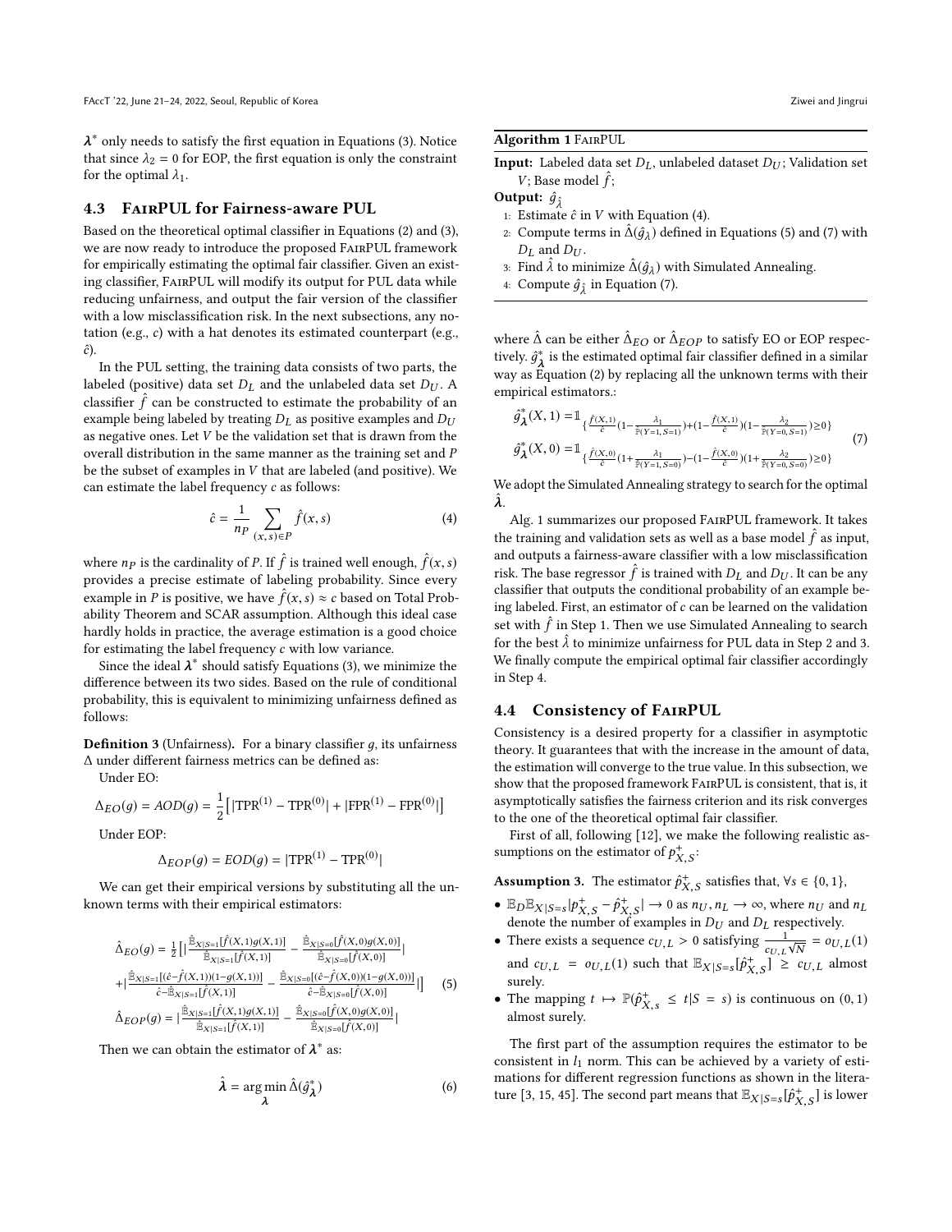$\boldsymbol{\lambda}^*$ only needs to satisfy the first equation in Equations (3). Notice that since $\lambda_2 = 0$ for EOP, the first equation is only the constraint for the optimal $\lambda_1$.

### 4.3 FairPUL for Fairness-aware PUL

Based on the theoretical optimal classifier in Equations (2) and (3), we are now ready to introduce the proposed FairPUL framework for empirically estimating the optimal fair classifier. Given an existing classifier, FairPUL will modify its output for PUL data while reducing unfairness, and output the fair version of the classifier with a low misclassification risk. In the next subsections, any notation (e.g., $c$) with a hat denotes its estimated counterpart (e.g., $\hat{c}$).

In the PUL setting, the training data consists of two parts, the labeled (positive) data set $D_L$ and the unlabeled data set $D_U$. A classifier $\hat{f}$ can be constructed to estimate the probability of an example being labeled by treating $D_L$ as positive examples and $D_U$ as negative ones. Let $V$ be the validation set that is drawn from the overall distribution in the same manner as the training set and $P$ be the subset of examples in $V$ that are labeled (and positive). We can estimate the label frequency $c$ as follows:

$$\hat{c} = \frac{1}{n_P} \sum_{(x,s) \in P} \hat{f}(x, s) \tag{4}$$

where $n_P$ is the cardinality of $P$. If $\hat{f}$ is trained well enough, $\hat{f}(x, s)$ provides a precise estimate of labeling probability. Since every example in $P$ is positive, we have $\hat{f}(x, s) \approx c$ based on Total Probability Theorem and SCAR assumption. Although this ideal case hardly holds in practice, the average estimation is a good choice for estimating the label frequency $c$ with low variance.

Since the ideal $\boldsymbol{\lambda}^*$ should satisfy Equations (3), we minimize the difference between its two sides. Based on the rule of conditional probability, this is equivalent to minimizing unfairness defined as follows:

**Definition 3** (Unfairness). For a binary classifier $g$, its unfairness $\Delta$ under different fairness metrics can be defined as:

Under EO:

$$\Delta_{EO}(g) = AOD(g) = \frac{1}{2}\left[|\text{TPR}^{(1)} - \text{TPR}^{(0)}| + |\text{FPR}^{(1)} - \text{FPR}^{(0)}|\right]$$

Under EOP:

$$\Delta_{EOP}(g) = EOD(g) = |\text{TPR}^{(1)} - \text{TPR}^{(0)}|$$

We can get their empirical versions by substituting all the unknown terms with their empirical estimators:

$$\begin{aligned}
\hat{\Delta}_{EO}(g) = \frac{1}{2}\Big[\Big|&\frac{\hat{\mathbb{E}}_{X|S=1}[\hat{f}(X,1)g(X,1)]}{\hat{\mathbb{E}}_{X|S=1}[\hat{f}(X,1)]} - \frac{\hat{\mathbb{E}}_{X|S=0}[\hat{f}(X,0)g(X,0)]}{\hat{\mathbb{E}}_{X|S=0}[\hat{f}(X,0)]}\Big| \\
+\Big|&\frac{\hat{\mathbb{E}}_{X|S=1}[(\hat{c}-\hat{f}(X,1))(1-g(X,1))]}{\hat{c}-\hat{\mathbb{E}}_{X|S=1}[\hat{f}(X,1)]} - \frac{\hat{\mathbb{E}}_{X|S=0}[(\hat{c}-\hat{f}(X,0))(1-g(X,0))]}{\hat{c}-\hat{\mathbb{E}}_{X|S=0}[\hat{f}(X,0)]}\Big|\Big] \\
\hat{\Delta}_{EOP}(g) = \Big|&\frac{\hat{\mathbb{E}}_{X|S=1}[\hat{f}(X,1)g(X,1)]}{\hat{\mathbb{E}}_{X|S=1}[\hat{f}(X,1)]} - \frac{\hat{\mathbb{E}}_{X|S=0}[\hat{f}(X,0)g(X,0)]}{\hat{\mathbb{E}}_{X|S=0}[\hat{f}(X,0)]}\Big|
\end{aligned} \tag{5}$$

Then we can obtain the estimator of $\boldsymbol{\lambda}^*$ as:

$$\hat{\boldsymbol{\lambda}} = \arg\min_{\boldsymbol{\lambda}} \hat{\Delta}(\hat{g}^*_{\boldsymbol{\lambda}}) \tag{6}$$

**Algorithm 1** FairPUL

**Input:** Labeled data set $D_L$, unlabeled dataset $D_U$; Validation set $V$; Base model $\hat{f}$;

**Output:** $\hat{g}_{\hat{\lambda}}$

1. Estimate $\hat{c}$ in $V$ with Equation (4).
2. Compute terms in $\hat{\Delta}(\hat{g}_{\lambda})$ defined in Equations (5) and (7) with $D_L$ and $D_U$.
3. Find $\hat{\lambda}$ to minimize $\hat{\Delta}(\hat{g}_{\lambda})$ with Simulated Annealing.
4. Compute $\hat{g}_{\hat{\lambda}}$ in Equation (7).

where $\hat{\Delta}$ can be either $\hat{\Delta}_{EO}$ or $\hat{\Delta}_{EOP}$ to satisfy EO or EOP respectively. $\hat{g}^*_{\boldsymbol{\lambda}}$ is the estimated optimal fair classifier defined in a similar way as Equation (2) by replacing all the unknown terms with their empirical estimators.:

$$\begin{aligned}
\hat{g}^*_{\boldsymbol{\lambda}}(X,1) &= \mathbb{1}_{\left\{\frac{\hat{f}(X,1)}{\hat{c}}\left(1-\frac{\lambda_1}{\hat{\mathbb{P}}(Y=1,S=1)}\right)+\left(1-\frac{\hat{f}(X,1)}{\hat{c}}\right)\left(1-\frac{\lambda_2}{\hat{\mathbb{P}}(Y=0,S=1)}\right)\geq 0\right\}} \\
\hat{g}^*_{\boldsymbol{\lambda}}(X,0) &= \mathbb{1}_{\left\{\frac{\hat{f}(X,0)}{\hat{c}}\left(1+\frac{\lambda_1}{\hat{\mathbb{P}}(Y=1,S=0)}\right)-\left(1-\frac{\hat{f}(X,0)}{\hat{c}}\right)\left(1+\frac{\lambda_2}{\hat{\mathbb{P}}(Y=0,S=0)}\right)\geq 0\right\}}
\end{aligned} \tag{7}$$

We adopt the Simulated Annealing strategy to search for the optimal $\hat{\boldsymbol{\lambda}}$.

Alg. 1 summarizes our proposed FairPUL framework. It takes the training and validation sets as well as a base model $\hat{f}$ as input, and outputs a fairness-aware classifier with a low misclassification risk. The base regressor $\hat{f}$ is trained with $D_L$ and $D_U$. It can be any classifier that outputs the conditional probability of an example being labeled. First, an estimator of $c$ can be learned on the validation set with $\hat{f}$ in Step 1. Then we use Simulated Annealing to search for the best $\hat{\lambda}$ to minimize unfairness for PUL data in Step 2 and 3. We finally compute the empirical optimal fair classifier accordingly in Step 4.

### 4.4 Consistency of FairPUL

Consistency is a desired property for a classifier in asymptotic theory. It guarantees that with the increase in the amount of data, the estimation will converge to the true value. In this subsection, we show that the proposed framework FairPUL is consistent, that is, it asymptotically satisfies the fairness criterion and its risk converges to the one of the theoretical optimal fair classifier.

First of all, following [12], we make the following realistic assumptions on the estimator of $p^+_{X,S}$:

**Assumption 3.** The estimator $\hat{p}^+_{X,S}$ satisfies that, $\forall s \in \{0, 1\}$,

- $\mathbb{E}_D \mathbb{E}_{X|S=s} |p^+_{X,S} - \hat{p}^+_{X,S}| \to 0$ as $n_U, n_L \to \infty$, where $n_U$ and $n_L$ denote the number of examples in $D_U$ and $D_L$ respectively.
- There exists a sequence $c_{U,L} > 0$ satisfying $\frac{1}{c_{U,L}\sqrt{N}} = o_{U,L}(1)$ and $c_{U,L} = o_{U,L}(1)$ such that $\mathbb{E}_{X|S=s}[\hat{p}^+_{X,S}] \geq c_{U,L}$ almost surely.
- The mapping $t \mapsto \mathbb{P}(\hat{p}^+_{X,s} \leq t | S = s)$ is continuous on $(0, 1)$ almost surely.

The first part of the assumption requires the estimator to be consistent in $l_1$ norm. This can be achieved by a variety of estimations for different regression functions as shown in the literature [3, 15, 45]. The second part means that $\mathbb{E}_{X|S=s}[\hat{p}^+_{X,S}]$ is lower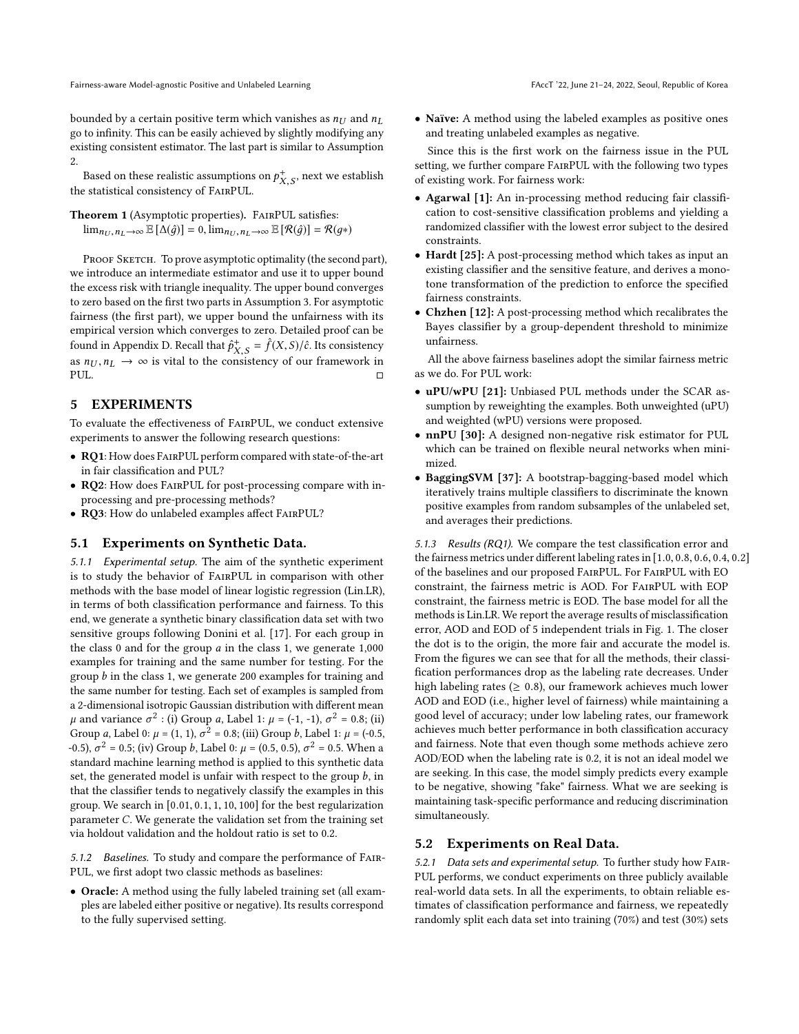bounded by a certain positive term which vanishes as $n_U$ and $n_L$ go to infinity. This can be easily achieved by slightly modifying any existing consistent estimator. The last part is similar to Assumption 2.

Based on these realistic assumptions on $p^+_{X,S}$, next we establish the statistical consistency of FairPUL.

**Theorem 1** (Asymptotic properties). FairPUL satisfies: $\lim_{n_U, n_L \to \infty} \mathbb{E}[\Delta(\hat{g})] = 0, \lim_{n_U, n_L \to \infty} \mathbb{E}[\mathcal{R}(\hat{g})] = \mathcal{R}(g*)$

Proof Sketch. To prove asymptotic optimality (the second part), we introduce an intermediate estimator and use it to upper bound the excess risk with triangle inequality. The upper bound converges to zero based on the first two parts in Assumption 3. For asymptotic fairness (the first part), we upper bound the unfairness with its empirical version which converges to zero. Detailed proof can be found in Appendix D. Recall that $\hat{p}^+_{X,S} = \hat{f}(X,S)/\hat{c}$. Its consistency as $n_U, n_L \to \infty$ is vital to the consistency of our framework in PUL. □

## 5 EXPERIMENTS

To evaluate the effectiveness of FairPUL, we conduct extensive experiments to answer the following research questions:

- **RQ1**: How does FairPUL perform compared with state-of-the-art in fair classification and PUL?
- **RQ2**: How does FairPUL for post-processing compare with in-processing and pre-processing methods?
- **RQ3**: How do unlabeled examples affect FairPUL?

### 5.1 Experiments on Synthetic Data.

*5.1.1 Experimental setup.* The aim of the synthetic experiment is to study the behavior of FairPUL in comparison with other methods with the base model of linear logistic regression (Lin.LR), in terms of both classification performance and fairness. To this end, we generate a synthetic binary classification data set with two sensitive groups following Donini et al. [17]. For each group in the class 0 and for the group $a$ in the class 1, we generate 1,000 examples for training and the same number for testing. For the group $b$ in the class 1, we generate 200 examples for training and the same number for testing. Each set of examples is sampled from a 2-dimensional isotropic Gaussian distribution with different mean $\mu$ and variance $\sigma^2$ : (i) Group $a$, Label 1: $\mu$ = (-1, -1), $\sigma^2$ = 0.8; (ii) Group $a$, Label 0: $\mu$ = (1, 1), $\sigma^2$ = 0.8; (iii) Group $b$, Label 1: $\mu$ = (-0.5, -0.5), $\sigma^2$ = 0.5; (iv) Group $b$, Label 0: $\mu$ = (0.5, 0.5), $\sigma^2$ = 0.5. When a standard machine learning method is applied to this synthetic data set, the generated model is unfair with respect to the group $b$, in that the classifier tends to negatively classify the examples in this group. We search in [0.01, 0.1, 1, 10, 100] for the best regularization parameter $C$. We generate the validation set from the training set via holdout validation and the holdout ratio is set to 0.2.

*5.1.2 Baselines.* To study and compare the performance of FairPUL, we first adopt two classic methods as baselines:

- **Oracle:** A method using the fully labeled training set (all examples are labeled either positive or negative). Its results correspond to the fully supervised setting.
- **Naïve:** A method using the labeled examples as positive ones and treating unlabeled examples as negative.

Since this is the first work on the fairness issue in the PUL setting, we further compare FairPUL with the following two types of existing work. For fairness work:

- **Agarwal [1]:** An in-processing method reducing fair classification to cost-sensitive classification problems and yielding a randomized classifier with the lowest error subject to the desired constraints.
- **Hardt [25]:** A post-processing method which takes as input an existing classifier and the sensitive feature, and derives a monotone transformation of the prediction to enforce the specified fairness constraints.
- **Chzhen [12]:** A post-processing method which recalibrates the Bayes classifier by a group-dependent threshold to minimize unfairness.

All the above fairness baselines adopt the similar fairness metric as we do. For PUL work:

- **uPU/wPU [21]:** Unbiased PUL methods under the SCAR assumption by reweighting the examples. Both unweighted (uPU) and weighted (wPU) versions were proposed.
- **nnPU [30]:** A designed non-negative risk estimator for PUL which can be trained on flexible neural networks when minimized.
- **BaggingSVM [37]:** A bootstrap-bagging-based model which iteratively trains multiple classifiers to discriminate the known positive examples from random subsamples of the unlabeled set, and averages their predictions.

*5.1.3 Results (RQ1).* We compare the test classification error and the fairness metrics under different labeling rates in [1.0, 0.8, 0.6, 0.4, 0.2] of the baselines and our proposed FairPUL. For FairPUL with EO constraint, the fairness metric is AOD. For FairPUL with EOP constraint, the fairness metric is EOD. The base model for all the methods is Lin.LR. We report the average results of misclassification error, AOD and EOD of 5 independent trials in Fig. 1. The closer the dot is to the origin, the more fair and accurate the model is. From the figures we can see that for all the methods, their classification performances drop as the labeling rate decreases. Under high labeling rates ($\geq$ 0.8), our framework achieves much lower AOD and EOD (i.e., higher level of fairness) while maintaining a good level of accuracy; under low labeling rates, our framework achieves much better performance in both classification accuracy and fairness. Note that even though some methods achieve zero AOD/EOD when the labeling rate is 0.2, it is not an ideal model we are seeking. In this case, the model simply predicts every example to be negative, showing "fake" fairness. What we are seeking is maintaining task-specific performance and reducing discrimination simultaneously.

### 5.2 Experiments on Real Data.

*5.2.1 Data sets and experimental setup.* To further study how FairPUL performs, we conduct experiments on three publicly available real-world data sets. In all the experiments, to obtain reliable estimates of classification performance and fairness, we repeatedly randomly split each data set into training (70%) and test (30%) sets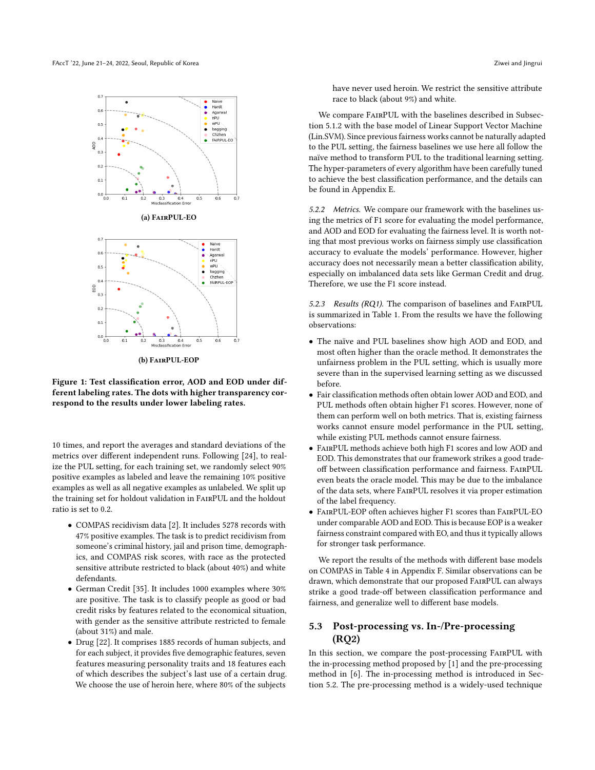(a) FAIRPUL-EO

(b) FAIRPUL-EOP

**Figure 1: Test classification error, AOD and EOD under different labeling rates. The dots with higher transparency correspond to the results under lower labeling rates.**

10 times, and report the averages and standard deviations of the metrics over different independent runs. Following [24], to realize the PUL setting, for each training set, we randomly select 90% positive examples as labeled and leave the remaining 10% positive examples as well as all negative examples as unlabeled. We split up the training set for holdout validation in FAIRPUL and the holdout ratio is set to 0.2.

- COMPAS recidivism data [2]. It includes 5278 records with 47% positive examples. The task is to predict recidivism from someone's criminal history, jail and prison time, demographics, and COMPAS risk scores, with race as the protected sensitive attribute restricted to black (about 40%) and white defendants.
- German Credit [35]. It includes 1000 examples where 30% are positive. The task is to classify people as good or bad credit risks by features related to the economical situation, with gender as the sensitive attribute restricted to female (about 31%) and male.
- Drug [22]. It comprises 1885 records of human subjects, and for each subject, it provides five demographic features, seven features measuring personality traits and 18 features each of which describes the subject's last use of a certain drug. We choose the use of heroin here, where 80% of the subjects have never used heroin. We restrict the sensitive attribute race to black (about 9%) and white.

We compare FAIRPUL with the baselines described in Subsection 5.1.2 with the base model of Linear Support Vector Machine (Lin.SVM). Since previous fairness works cannot be naturally adapted to the PUL setting, the fairness baselines we use here all follow the naïve method to transform PUL to the traditional learning setting. The hyper-parameters of every algorithm have been carefully tuned to achieve the best classification performance, and the details can be found in Appendix E.

*5.2.2 Metrics.* We compare our framework with the baselines using the metrics of F1 score for evaluating the model performance, and AOD and EOD for evaluating the fairness level. It is worth noting that most previous works on fairness simply use classification accuracy to evaluate the models' performance. However, higher accuracy does not necessarily mean a better classification ability, especially on imbalanced data sets like German Credit and drug. Therefore, we use the F1 score instead.

*5.2.3 Results (RQ1).* The comparison of baselines and FAIRPUL is summarized in Table 1. From the results we have the following observations:

- The naïve and PUL baselines show high AOD and EOD, and most often higher than the oracle method. It demonstrates the unfairness problem in the PUL setting, which is usually more severe than in the supervised learning setting as we discussed before.
- Fair classification methods often obtain lower AOD and EOD, and PUL methods often obtain higher F1 scores. However, none of them can perform well on both metrics. That is, existing fairness works cannot ensure model performance in the PUL setting, while existing PUL methods cannot ensure fairness.
- FAIRPUL methods achieve both high F1 scores and low AOD and EOD. This demonstrates that our framework strikes a good trade-off between classification performance and fairness. FAIRPUL even beats the oracle model. This may be due to the imbalance of the data sets, where FAIRPUL resolves it via proper estimation of the label frequency.
- FAIRPUL-EOP often achieves higher F1 scores than FAIRPUL-EO under comparable AOD and EOD. This is because EOP is a weaker fairness constraint compared with EO, and thus it typically allows for stronger task performance.

We report the results of the methods with different base models on COMPAS in Table 4 in Appendix F. Similar observations can be drawn, which demonstrate that our proposed FAIRPUL can always strike a good trade-off between classification performance and fairness, and generalize well to different base models.

## 5.3 Post-processing vs. In-/Pre-processing (RQ2)

In this section, we compare the post-processing FAIRPUL with the in-processing method proposed by [1] and the pre-processing method in [6]. The in-processing method is introduced in Section 5.2. The pre-processing method is a widely-used technique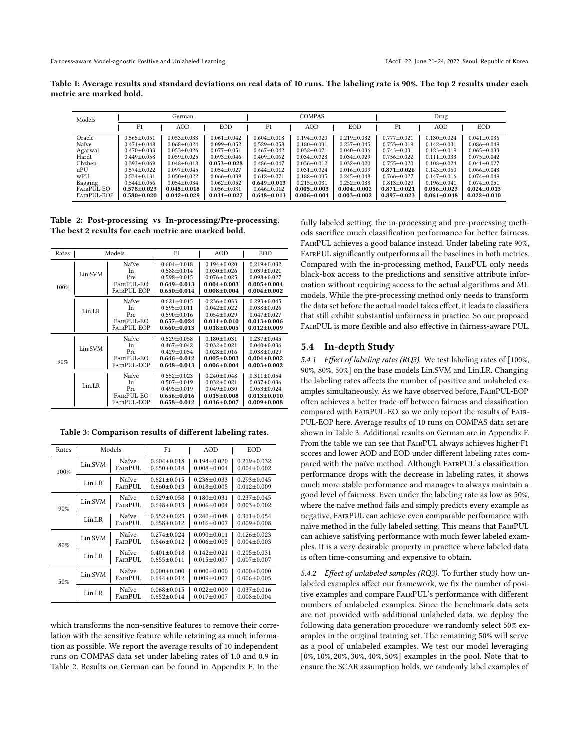**Table 1: Average results and standard deviations on real data of 10 runs. The labeling rate is 90%. The top 2 results under each metric are marked bold.**

| Models | German | | | COMPAS | | | Drug | | |
|---|---|---|---|---|---|---|---|---|---|
| | F1 | AOD | EOD | F1 | AOD | EOD | F1 | AOD | EOD |
| Oracle | 0.565±0.051 | 0.053±0.033 | 0.061±0.042 | 0.604±0.018 | 0.194±0.020 | 0.219±0.032 | 0.777±0.021 | 0.130±0.024 | 0.041±0.036 |
| Naïve | 0.471±0.048 | 0.068±0.024 | 0.099±0.052 | 0.529±0.058 | 0.180±0.031 | 0.237±0.045 | 0.753±0.019 | 0.142±0.031 | 0.086±0.049 |
| Agarwal | 0.470±0.033 | 0.053±0.026 | 0.077±0.051 | 0.467±0.042 | 0.032±0.021 | 0.040±0.036 | 0.743±0.031 | 0.123±0.019 | 0.065±0.033 |
| Hardt | 0.449±0.058 | 0.059±0.025 | 0.093±0.046 | 0.409±0.062 | 0.034±0.023 | 0.034±0.029 | 0.756±0.022 | 0.111±0.033 | 0.075±0.042 |
| Chzhen | 0.393±0.069 | 0.048±0.018 | **0.053±0.028** | 0.486±0.047 | 0.036±0.012 | 0.032±0.020 | 0.755±0.020 | 0.108±0.024 | 0.041±0.027 |
| uPU | 0.574±0.022 | 0.097±0.045 | 0.054±0.027 | 0.644±0.012 | 0.031±0.024 | 0.016±0.009 | **0.871±0.026** | 0.143±0.060 | 0.066±0.043 |
| wPU | 0.534±0.131 | 0.050±0.022 | 0.066±0.039 | 0.612±0.071 | 0.188±0.035 | 0.245±0.048 | 0.766±0.027 | 0.147±0.016 | 0.074±0.049 |
| Bagging | 0.544±0.056 | 0.054±0.034 | 0.062±0.052 | **0.649±0.013** | 0.215±0.031 | 0.252±0.038 | 0.813±0.020 | 0.196±0.041 | 0.074±0.051 |
| FairPUL-EO | **0.578±0.023** | **0.045±0.018** | 0.056±0.031 | 0.646±0.012 | **0.005±0.003** | **0.004±0.002** | **0.871±0.021** | **0.056±0.023** | **0.024±0.013** |
| FairPUL-EOP | **0.580±0.020** | **0.042±0.029** | **0.034±0.027** | **0.648±0.013** | **0.006±0.004** | **0.003±0.002** | **0.897±0.023** | **0.061±0.048** | **0.022±0.010** |

**Table 2: Post-processing vs In-processing/Pre-processing. The best 2 results for each metric are marked bold.**

| Rates | Models | | F1 | AOD | EOD |
|---|---|---|---|---|---|
| 100% | Lin.SVM | Naïve | 0.604±0.018 | 0.194±0.020 | 0.219±0.032 |
| | | In | 0.588±0.014 | 0.030±0.026 | 0.039±0.021 |
| | | Pre | 0.598±0.015 | 0.076±0.025 | 0.098±0.027 |
| | | FairPUL-EO | **0.649±0.013** | **0.004±0.003** | **0.005±0.004** |
| | | FairPUL-EOP | **0.650±0.014** | **0.008±0.004** | **0.004±0.002** |
| | Lin.LR | Naïve | 0.621±0.015 | 0.236±0.033 | 0.293±0.045 |
| | | In | 0.595±0.011 | 0.042±0.022 | 0.038±0.026 |
| | | Pre | 0.590±0.016 | 0.054±0.029 | 0.047±0.027 |
| | | FairPUL-EO | **0.657±0.024** | **0.014±0.010** | **0.013±0.006** |
| | | FairPUL-EOP | **0.660±0.013** | **0.018±0.005** | **0.012±0.009** |
| 90% | Lin.SVM | Naïve | 0.529±0.058 | 0.180±0.031 | 0.237±0.045 |
| | | In | 0.467±0.042 | 0.032±0.021 | 0.040±0.036 |
| | | Pre | 0.429±0.054 | 0.028±0.016 | 0.038±0.029 |
| | | FairPUL-EO | **0.646±0.012** | **0.005±0.003** | **0.004±0.002** |
| | | FairPUL-EOP | **0.648±0.013** | **0.006±0.004** | **0.003±0.002** |
| | Lin.LR | Naïve | 0.552±0.023 | 0.240±0.048 | 0.311±0.054 |
| | | In | 0.507±0.019 | 0.032±0.021 | 0.037±0.036 |
| | | Pre | 0.495±0.019 | 0.049±0.030 | 0.053±0.024 |
| | | FairPUL-EO | **0.656±0.016** | **0.015±0.008** | **0.013±0.010** |
| | | FairPUL-EOP | **0.658±0.012** | **0.016±0.007** | **0.009±0.008** |

**Table 3: Comparison results of different labeling rates.**

| Rates | Models | | F1 | AOD | EOD |
|---|---|---|---|---|---|
| 100% | Lin.SVM | Naïve | 0.604±0.018 | 0.194±0.020 | 0.219±0.032 |
| | | FairPUL | 0.650±0.014 | 0.008±0.004 | 0.004±0.002 |
| | Lin.LR | Naïve | 0.621±0.015 | 0.236±0.033 | 0.293±0.045 |
| | | FairPUL | 0.660±0.013 | 0.018±0.005 | 0.012±0.009 |
| 90% | Lin.SVM | Naïve | 0.529±0.058 | 0.180±0.031 | 0.237±0.045 |
| | | FairPUL | 0.648±0.013 | 0.006±0.004 | 0.003±0.002 |
| | Lin.LR | Naïve | 0.552±0.023 | 0.240±0.048 | 0.311±0.054 |
| | | FairPUL | 0.658±0.012 | 0.016±0.007 | 0.009±0.008 |
| 80% | Lin.SVM | Naïve | 0.274±0.024 | 0.090±0.011 | 0.126±0.023 |
| | | FairPUL | 0.646±0.012 | 0.006±0.005 | 0.004±0.003 |
| | Lin.LR | Naïve | 0.401±0.018 | 0.142±0.021 | 0.205±0.031 |
| | | FairPUL | 0.655±0.011 | 0.015±0.007 | 0.007±0.007 |
| 50% | Lin.SVM | Naïve | 0.000±0.000 | 0.000±0.000 | 0.000±0.000 |
| | | FairPUL | 0.644±0.012 | 0.009±0.007 | 0.006±0.005 |
| | Lin.LR | Naïve | 0.068±0.015 | 0.022±0.009 | 0.037±0.016 |
| | | FairPUL | 0.652±0.014 | 0.017±0.007 | 0.008±0.004 |

which transforms the non-sensitive features to remove their correlation with the sensitive feature while retaining as much information as possible. We report the average results of 10 independent runs on COMPAS data set under labeling rates of 1.0 and 0.9 in Table 2. Results on German can be found in Appendix F. In the fully labeled setting, the in-processing and pre-processing methods sacrifice much classification performance for better fairness. FairPUL achieves a good balance instead. Under labeling rate 90%, FairPUL significantly outperforms all the baselines in both metrics. Compared with the in-processing method, FairPUL only needs black-box access to the predictions and sensitive attribute information without requiring access to the actual algorithms and ML models. While the pre-processing method only needs to transform the data set before the actual model takes effect, it leads to classifiers that still exhibit substantial unfairness in practice. So our proposed FairPUL is more flexible and also effective in fairness-aware PUL.

## 5.4 In-depth Study

*5.4.1 Effect of labeling rates (RQ3).* We test labeling rates of [100%, 90%, 80%, 50%] on the base models Lin.SVM and Lin.LR. Changing the labeling rates affects the number of positive and unlabeled examples simultaneously. As we have observed before, FairPUL-EOP often achieves a better trade-off between fairness and classification compared with FairPUL-EO, so we only report the results of FairPUL-EOP here. Average results of 10 runs on COMPAS data set are shown in Table 3. Additional results on German are in Appendix F. From the table we can see that FairPUL always achieves higher F1 scores and lower AOD and EOD under different labeling rates compared with the naïve method. Although FairPUL's classification performance drops with the decrease in labeling rates, it shows much more stable performance and manages to always maintain a good level of fairness. Even under the labeling rate as low as 50%, where the naïve method fails and simply predicts every example as negative, FairPUL can achieve even comparable performance with naïve method in the fully labeled setting. This means that FairPUL can achieve satisfying performance with much fewer labeled examples. It is a very desirable property in practice where labeled data is often time-consuming and expensive to obtain.

*5.4.2 Effect of unlabeled samples (RQ3).* To further study how unlabeled examples affect our framework, we fix the number of positive examples and compare FairPUL's performance with different numbers of unlabeled examples. Since the benchmark data sets are not provided with additional unlabeled data, we deploy the following data generation procedure: we randomly select 50% examples in the original training set. The remaining 50% will serve as a pool of unlabeled examples. We test our model leveraging [0%, 10%, 20%, 30%, 40%, 50%] examples in the pool. Note that to ensure the SCAR assumption holds, we randomly label examples of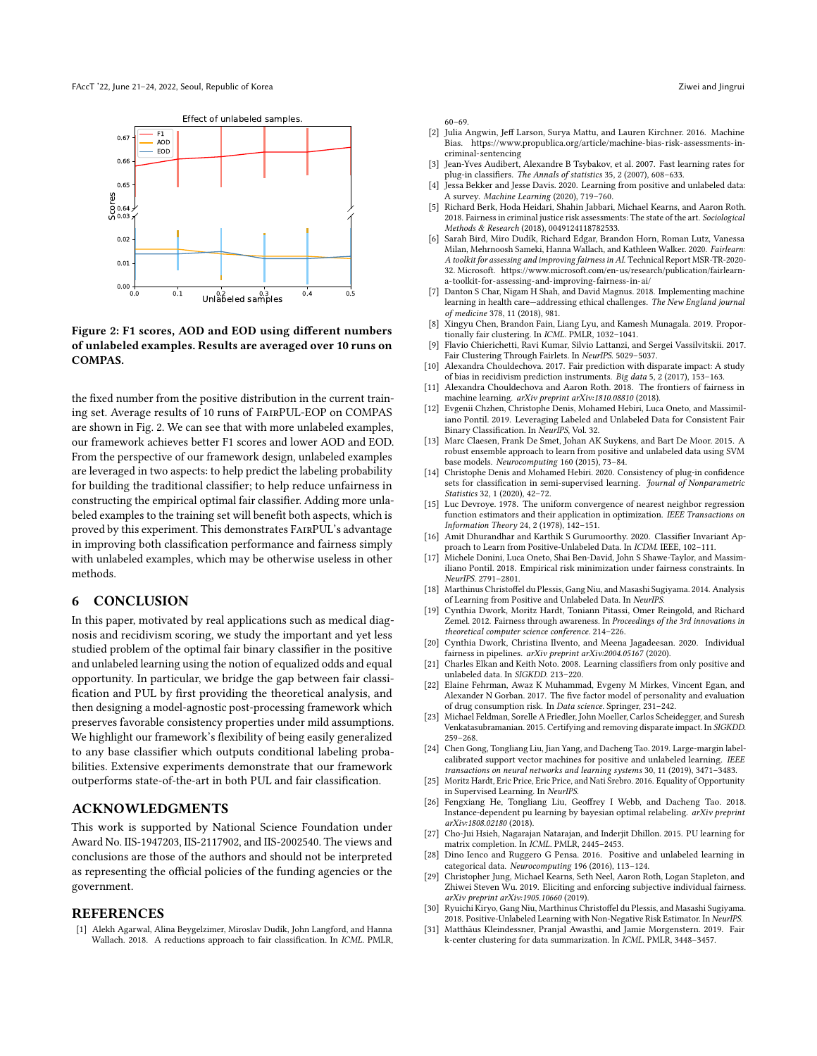Figure 2: F1 scores, AOD and EOD using different numbers of unlabeled examples. Results are averaged over 10 runs on COMPAS.

the fixed number from the positive distribution in the current training set. Average results of 10 runs of FairPUL-EOP on COMPAS are shown in Fig. 2. We can see that with more unlabeled examples, our framework achieves better F1 scores and lower AOD and EOD. From the perspective of our framework design, unlabeled examples are leveraged in two aspects: to help predict the labeling probability for building the traditional classifier; to help reduce unfairness in constructing the empirical optimal fair classifier. Adding more unlabeled examples to the training set will benefit both aspects, which is proved by this experiment. This demonstrates FairPUL's advantage in improving both classification performance and fairness simply with unlabeled examples, which may be otherwise useless in other methods.

## 6 CONCLUSION

In this paper, motivated by real applications such as medical diagnosis and recidivism scoring, we study the important and yet less studied problem of the optimal fair binary classifier in the positive and unlabeled learning using the notion of equalized odds and equal opportunity. In particular, we bridge the gap between fair classification and PUL by first providing the theoretical analysis, and then designing a model-agnostic post-processing framework which preserves favorable consistency properties under mild assumptions. We highlight our framework's flexibility of being easily generalized to any base classifier which outputs conditional labeling probabilities. Extensive experiments demonstrate that our framework outperforms state-of-the-art in both PUL and fair classification.

## ACKNOWLEDGMENTS

This work is supported by National Science Foundation under Award No. IIS-1947203, IIS-2117902, and IIS-2002540. The views and conclusions are those of the authors and should not be interpreted as representing the official policies of the funding agencies or the government.

## REFERENCES

[1] Alekh Agarwal, Alina Beygelzimer, Miroslav Dudík, John Langford, and Hanna Wallach. 2018. A reductions approach to fair classification. In *ICML*. PMLR, 60–69.

[2] Julia Angwin, Jeff Larson, Surya Mattu, and Lauren Kirchner. 2016. Machine Bias. https://www.propublica.org/article/machine-bias-risk-assessments-in-criminal-sentencing

[3] Jean-Yves Audibert, Alexandre B Tsybakov, et al. 2007. Fast learning rates for plug-in classifiers. *The Annals of statistics* 35, 2 (2007), 608–633.

[4] Jessa Bekker and Jesse Davis. 2020. Learning from positive and unlabeled data: A survey. *Machine Learning* (2020), 719–760.

[5] Richard Berk, Hoda Heidari, Shahin Jabbari, Michael Kearns, and Aaron Roth. 2018. Fairness in criminal justice risk assessments: The state of the art. *Sociological Methods & Research* (2018), 0049124118782533.

[6] Sarah Bird, Miro Dudík, Richard Edgar, Brandon Horn, Roman Lutz, Vanessa Milan, Mehrnoosh Sameki, Hanna Wallach, and Kathleen Walker. 2020. *Fairlearn: A toolkit for assessing and improving fairness in AI*. Technical Report MSR-TR-2020-32. Microsoft. https://www.microsoft.com/en-us/research/publication/fairlearn-a-toolkit-for-assessing-and-improving-fairness-in-ai/

[7] Danton S Char, Nigam H Shah, and David Magnus. 2018. Implementing machine learning in health care—addressing ethical challenges. *The New England journal of medicine* 378, 11 (2018), 981.

[8] Xingyu Chen, Brandon Fain, Liang Lyu, and Kamesh Munagala. 2019. Proportionally fair clustering. In *ICML*. PMLR, 1032–1041.

[9] Flavio Chierichetti, Ravi Kumar, Silvio Lattanzi, and Sergei Vassilvitskii. 2017. Fair Clustering Through Fairlets. In *NeurIPS*. 5029–5037.

[10] Alexandra Chouldechova. 2017. Fair prediction with disparate impact: A study of bias in recidivism prediction instruments. *Big data* 5, 2 (2017), 153–163.

[11] Alexandra Chouldechova and Aaron Roth. 2018. The frontiers of fairness in machine learning. *arXiv preprint arXiv:1810.08810* (2018).

[12] Evgenii Chzhen, Christophe Denis, Mohamed Hebiri, Luca Oneto, and Massimiliano Pontil. 2019. Leveraging Labeled and Unlabeled Data for Consistent Fair Binary Classification. In *NeurIPS*, Vol. 32.

[13] Marc Claesen, Frank De Smet, Johan AK Suykens, and Bart De Moor. 2015. A robust ensemble approach to learn from positive and unlabeled data using SVM base models. *Neurocomputing* 160 (2015), 73–84.

[14] Christophe Denis and Mohamed Hebiri. 2020. Consistency of plug-in confidence sets for classification in semi-supervised learning. *Journal of Nonparametric Statistics* 32, 1 (2020), 42–72.

[15] Luc Devroye. 1978. The uniform convergence of nearest neighbor regression function estimators and their application in optimization. *IEEE Transactions on Information Theory* 24, 2 (1978), 142–151.

[16] Amit Dhurandhar and Karthik S Gurumoorthy. 2020. Classifier Invariant Approach to Learn from Positive-Unlabeled Data. In *ICDM*. IEEE, 102–111.

[17] Michele Donini, Luca Oneto, Shai Ben-David, John S Shawe-Taylor, and Massimiliano Pontil. 2018. Empirical risk minimization under fairness constraints. In *NeurIPS*. 2791–2801.

[18] Marthinus Christoffel du Plessis, Gang Niu, and Masashi Sugiyama. 2014. Analysis of Learning from Positive and Unlabeled Data. In *NeurIPS*.

[19] Cynthia Dwork, Moritz Hardt, Toniann Pitassi, Omer Reingold, and Richard Zemel. 2012. Fairness through awareness. In *Proceedings of the 3rd innovations in theoretical computer science conference*. 214–226.

[20] Cynthia Dwork, Christina Ilvento, and Meena Jagadeesan. 2020. Individual fairness in pipelines. *arXiv preprint arXiv:2004.05167* (2020).

[21] Charles Elkan and Keith Noto. 2008. Learning classifiers from only positive and unlabeled data. In *SIGKDD*. 213–220.

[22] Elaine Fehrman, Awaz K Muhammad, Evgeny M Mirkes, Vincent Egan, and Alexander N Gorban. 2017. The five factor model of personality and evaluation of drug consumption risk. In *Data science*. Springer, 231–242.

[23] Michael Feldman, Sorelle A Friedler, John Moeller, Carlos Scheidegger, and Suresh Venkatasubramanian. 2015. Certifying and removing disparate impact. In *SIGKDD*. 259–268.

[24] Chen Gong, Tongliang Liu, Jian Yang, and Dacheng Tao. 2019. Large-margin label-calibrated support vector machines for positive and unlabeled learning. *IEEE transactions on neural networks and learning systems* 30, 11 (2019), 3471–3483.

[25] Moritz Hardt, Eric Price, Eric Price, and Nati Srebro. 2016. Equality of Opportunity in Supervised Learning. In *NeurIPS*.

[26] Fengxiang He, Tongliang Liu, Geoffrey I Webb, and Dacheng Tao. 2018. Instance-dependent pu learning by bayesian optimal relabeling. *arXiv preprint arXiv:1808.02180* (2018).

[27] Cho-Jui Hsieh, Nagarajan Natarajan, and Inderjit Dhillon. 2015. PU learning for matrix completion. In *ICML*. PMLR, 2445–2453.

[28] Dino Ienco and Ruggero G Pensa. 2016. Positive and unlabeled learning in categorical data. *Neurocomputing* 196 (2016), 113–124.

[29] Christopher Jung, Michael Kearns, Seth Neel, Aaron Roth, Logan Stapleton, and Zhiwei Steven Wu. 2019. Eliciting and enforcing subjective individual fairness. *arXiv preprint arXiv:1905.10660* (2019).

[30] Ryuichi Kiryo, Gang Niu, Marthinus Christoffel du Plessis, and Masashi Sugiyama. 2018. Positive-Unlabeled Learning with Non-Negative Risk Estimator. In *NeurIPS*.

[31] Matthäus Kleindessner, Pranjal Awasthi, and Jamie Morgenstern. 2019. Fair k-center clustering for data summarization. In *ICML*. PMLR, 3448–3457.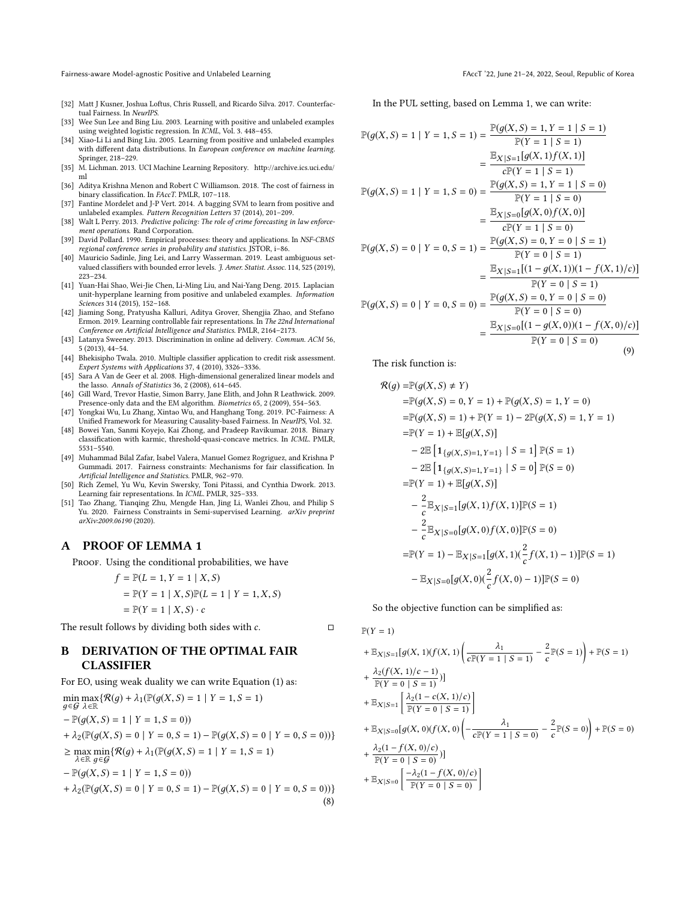[32] Matt J Kusner, Joshua Loftus, Chris Russell, and Ricardo Silva. 2017. Counterfactual Fairness. In *NeurIPS*.

[33] Wee Sun Lee and Bing Liu. 2003. Learning with positive and unlabeled examples using weighted logistic regression. In *ICML*, Vol. 3. 448–455.

[34] Xiao-Li Li and Bing Liu. 2005. Learning from positive and unlabeled examples with different data distributions. In *European conference on machine learning*. Springer, 218–229.

[35] M. Lichman. 2013. UCI Machine Learning Repository. http://archive.ics.uci.edu/ml

[36] Aditya Krishna Menon and Robert C Williamson. 2018. The cost of fairness in binary classification. In *FAccT*. PMLR, 107–118.

[37] Fantine Mordelet and J-P Vert. 2014. A bagging SVM to learn from positive and unlabeled examples. *Pattern Recognition Letters* 37 (2014), 201–209.

[38] Walt L Perry. 2013. *Predictive policing: The role of crime forecasting in law enforcement operations*. Rand Corporation.

[39] David Pollard. 1990. Empirical processes: theory and applications. In *NSF-CBMS regional conference series in probability and statistics*. JSTOR, i–86.

[40] Mauricio Sadinle, Jing Lei, and Larry Wasserman. 2019. Least ambiguous set-valued classifiers with bounded error levels. *J. Amer. Statist. Assoc.* 114, 525 (2019), 223–234.

[41] Yuan-Hai Shao, Wei-Jie Chen, Li-Ming Liu, and Nai-Yang Deng. 2015. Laplacian unit-hyperplane learning from positive and unlabeled examples. *Information Sciences* 314 (2015), 152–168.

[42] Jiaming Song, Pratyusha Kalluri, Aditya Grover, Shengjia Zhao, and Stefano Ermon. 2019. Learning controllable fair representations. In *The 22nd International Conference on Artificial Intelligence and Statistics*. PMLR, 2164–2173.

[43] Latanya Sweeney. 2013. Discrimination in online ad delivery. *Commun. ACM* 56, 5 (2013), 44–54.

[44] Bhekisipho Twala. 2010. Multiple classifier application to credit risk assessment. *Expert Systems with Applications* 37, 4 (2010), 3326–3336.

[45] Sara A Van de Geer et al. 2008. High-dimensional generalized linear models and the lasso. *Annals of Statistics* 36, 2 (2008), 614–645.

[46] Gill Ward, Trevor Hastie, Simon Barry, Jane Elith, and John R Leathwick. 2009. Presence-only data and the EM algorithm. *Biometrics* 65, 2 (2009), 554–563.

[47] Yongkai Wu, Lu Zhang, Xintao Wu, and Hanghang Tong. 2019. PC-Fairness: A Unified Framework for Measuring Causality-based Fairness. In *NeurIPS*, Vol. 32.

[48] Bowei Yan, Sanmi Koyejo, Kai Zhong, and Pradeep Ravikumar. 2018. Binary classification with karmic, threshold-quasi-concave metrics. In *ICML*. PMLR, 5531–5540.

[49] Muhammad Bilal Zafar, Isabel Valera, Manuel Gomez Rogriguez, and Krishna P Gummadi. 2017. Fairness constraints: Mechanisms for fair classification. In *Artificial Intelligence and Statistics*. PMLR, 962–970.

[50] Rich Zemel, Yu Wu, Kevin Swersky, Toni Pitassi, and Cynthia Dwork. 2013. Learning fair representations. In *ICML*. PMLR, 325–333.

[51] Tao Zhang, Tianqing Zhu, Mengde Han, Jing Li, Wanlei Zhou, and Philip S Yu. 2020. Fairness Constraints in Semi-supervised Learning. *arXiv preprint arXiv:2009.06190* (2020).

# A PROOF OF LEMMA 1

Proof. Using the conditional probabilities, we have

$$
\begin{aligned}
f &= \mathbb{P}(L = 1, Y = 1 \mid X, S) \\
&= \mathbb{P}(Y = 1 \mid X, S)\mathbb{P}(L = 1 \mid Y = 1, X, S) \\
&= \mathbb{P}(Y = 1 \mid X, S) \cdot c
\end{aligned}
$$

The result follows by dividing both sides with $c$. □

# B DERIVATION OF THE OPTIMAL FAIR CLASSIFIER

For EO, using weak duality we can write Equation (1) as:

$$
\begin{aligned}
&\min_{g\in\mathcal{G}} \max_{\lambda\in\mathbb{R}} \{\mathcal{R}(g) + \lambda_1(\mathbb{P}(g(X,S) = 1 \mid Y = 1, S = 1) \\
&- \mathbb{P}(g(X,S) = 1 \mid Y = 1, S = 0)) \\
&+ \lambda_2(\mathbb{P}(g(X,S) = 0 \mid Y = 0, S = 1) - \mathbb{P}(g(X,S) = 0 \mid Y = 0, S = 0))\} \\
\geq &\max_{\lambda\in\mathbb{R}} \min_{g\in\mathcal{G}} \{\mathcal{R}(g) + \lambda_1(\mathbb{P}(g(X,S) = 1 \mid Y = 1, S = 1) \\
&- \mathbb{P}(g(X,S) = 1 \mid Y = 1, S = 0)) \\
&+ \lambda_2(\mathbb{P}(g(X,S) = 0 \mid Y = 0, S = 1) - \mathbb{P}(g(X,S) = 0 \mid Y = 0, S = 0))\}
\end{aligned} \tag{8}
$$

In the PUL setting, based on Lemma 1, we can write:

$$
\begin{aligned}
\mathbb{P}(g(X,S) = 1 \mid Y = 1, S = 1) &= \frac{\mathbb{P}(g(X,S) = 1, Y = 1 \mid S = 1)}{\mathbb{P}(Y = 1 \mid S = 1)} \\
&= \frac{\mathbb{E}_{X|S=1}[g(X,1)f(X,1)]}{c\mathbb{P}(Y = 1 \mid S = 1)} \\
\mathbb{P}(g(X,S) = 1 \mid Y = 1, S = 0) &= \frac{\mathbb{P}(g(X,S) = 1, Y = 1 \mid S = 0)}{\mathbb{P}(Y = 1 \mid S = 0)} \\
&= \frac{\mathbb{E}_{X|S=0}[g(X,0)f(X,0)]}{c\mathbb{P}(Y = 1 \mid S = 0)} \\
\mathbb{P}(g(X,S) = 0 \mid Y = 0, S = 1) &= \frac{\mathbb{P}(g(X,S) = 0, Y = 0 \mid S = 1)}{\mathbb{P}(Y = 0 \mid S = 1)} \\
&= \frac{\mathbb{E}_{X|S=1}[(1 - g(X,1))(1 - f(X,1)/c)]}{\mathbb{P}(Y = 0 \mid S = 1)} \\
\mathbb{P}(g(X,S) = 0 \mid Y = 0, S = 0) &= \frac{\mathbb{P}(g(X,S) = 0, Y = 0 \mid S = 0)}{\mathbb{P}(Y = 0 \mid S = 0)} \\
&= \frac{\mathbb{E}_{X|S=0}[(1 - g(X,0))(1 - f(X,0)/c)]}{\mathbb{P}(Y = 0 \mid S = 0)}
\end{aligned} \tag{9}
$$

The risk function is:

$$
\begin{aligned}
\mathcal{R}(g) =& \mathbb{P}(g(X,S) \neq Y) \\
=& \mathbb{P}(g(X,S) = 0, Y = 1) + \mathbb{P}(g(X,S) = 1, Y = 0) \\
=& \mathbb{P}(g(X,S) = 1) + \mathbb{P}(Y = 1) - 2\mathbb{P}(g(X,S) = 1, Y = 1) \\
=& \mathbb{P}(Y = 1) + \mathbb{E}[g(X,S)] \\
& - 2\mathbb{E}\left[\mathbf{1}_{\{g(X,S)=1, Y=1\}} \mid S = 1\right]\mathbb{P}(S = 1) \\
& - 2\mathbb{E}\left[\mathbf{1}_{\{g(X,S)=1, Y=1\}} \mid S = 0\right]\mathbb{P}(S = 0) \\
=& \mathbb{P}(Y = 1) + \mathbb{E}[g(X,S)] \\
& - \frac{2}{c}\mathbb{E}_{X|S=1}[g(X,1)f(X,1)]\mathbb{P}(S = 1) \\
& - \frac{2}{c}\mathbb{E}_{X|S=0}[g(X,0)f(X,0)]\mathbb{P}(S = 0) \\
=& \mathbb{P}(Y = 1) - \mathbb{E}_{X|S=1}[g(X,1)(\frac{2}{c}f(X,1) - 1)]\mathbb{P}(S = 1) \\
& - \mathbb{E}_{X|S=0}[g(X,0)(\frac{2}{c}f(X,0) - 1)]\mathbb{P}(S = 0)
\end{aligned}
$$

So the objective function can be simplified as:

$$
\begin{aligned}
&\mathbb{P}(Y = 1) \\
&+ \mathbb{E}_{X|S=1}[g(X,1)(f(X,1)\left(\frac{\lambda_1}{c\mathbb{P}(Y = 1 \mid S = 1)} - \frac{2}{c}\mathbb{P}(S = 1)\right) + \mathbb{P}(S = 1) \\
&+ \frac{\lambda_2(f(X,1)/c - 1)}{\mathbb{P}(Y = 0 \mid S = 1)})] \\
&+ \mathbb{E}_{X|S=1}\left[\frac{\lambda_2(1 - c(X,1)/c)}{\mathbb{P}(Y = 0 \mid S = 1)}\right] \\
&+ \mathbb{E}_{X|S=0}[g(X,0)(f(X,0)\left(-\frac{\lambda_1}{c\mathbb{P}(Y = 1 \mid S = 0)} - \frac{2}{c}\mathbb{P}(S = 0)\right) + \mathbb{P}(S = 0) \\
&+ \frac{\lambda_2(1 - f(X,0)/c)}{\mathbb{P}(Y = 0 \mid S = 0)})] \\
&+ \mathbb{E}_{X|S=0}\left[\frac{-\lambda_2(1 - f(X,0)/c)}{\mathbb{P}(Y = 0 \mid S = 0)}\right]
\end{aligned}
$$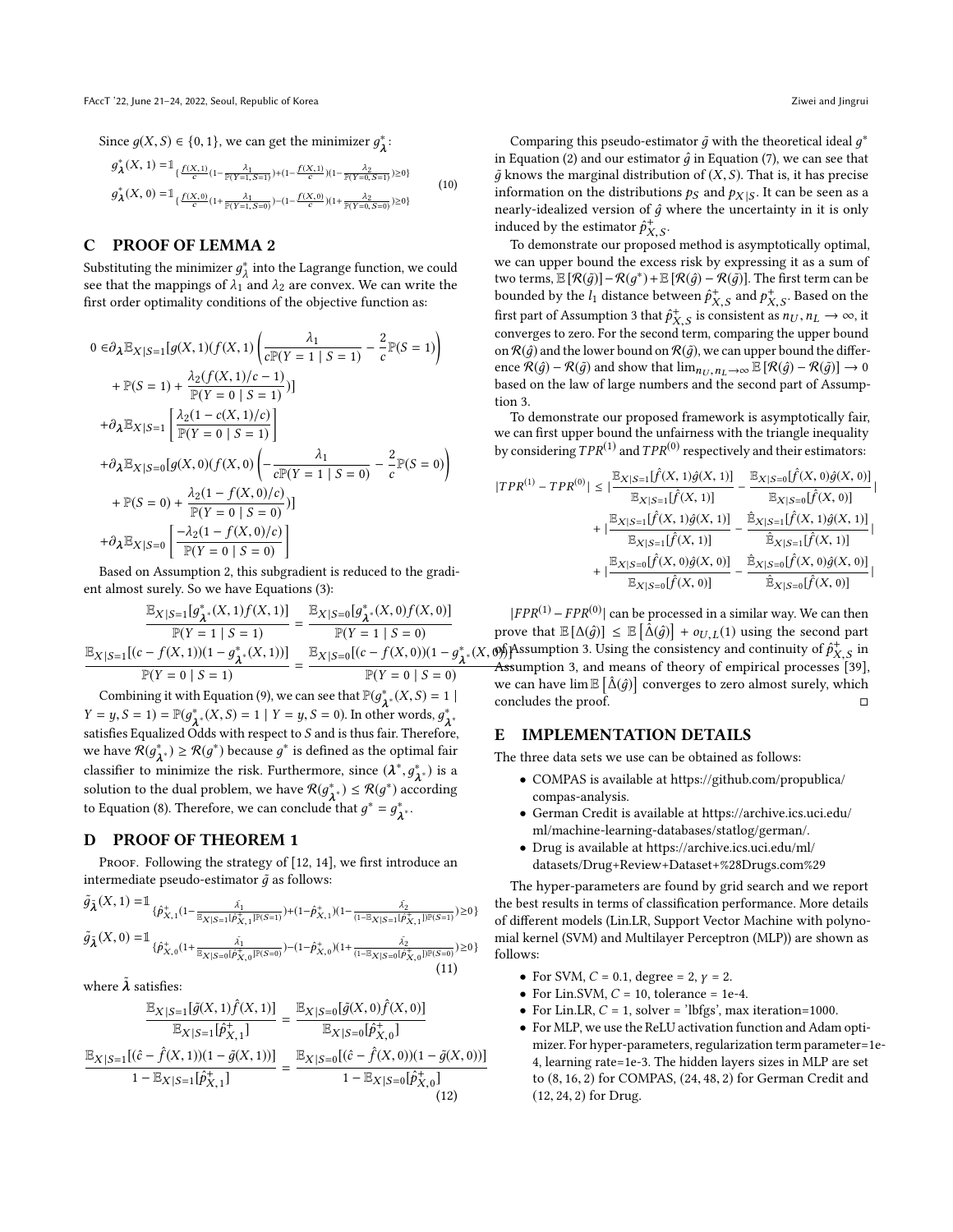Since $g(X,S) \in \{0,1\}$, we can get the minimizer $g^*_{\boldsymbol{\lambda}}$:

$$
\begin{aligned}
g^*_{\boldsymbol{\lambda}}(X,1) &= \mathbb{1}_{\{\frac{f(X,1)}{c}(1-\frac{\lambda_1}{\mathbb{P}(Y=1,S=1)})+(1-\frac{f(X,1)}{c})(1-\frac{\lambda_2}{\mathbb{P}(Y=0,S=1)})\geq 0\}} \\
g^*_{\boldsymbol{\lambda}}(X,0) &= \mathbb{1}_{\{\frac{f(X,0)}{c}(1+\frac{\lambda_1}{\mathbb{P}(Y=1,S=0)})-(1-\frac{f(X,0)}{c})(1+\frac{\lambda_2}{\mathbb{P}(Y=0,S=0)})\geq 0\}}
\end{aligned}
\tag{10}
$$

## C PROOF OF LEMMA 2

Substituting the minimizer $g^*_\lambda$ into the Lagrange function, we could see that the mappings of $\lambda_1$ and $\lambda_2$ are convex. We can write the first order optimality conditions of the objective function as:

$$
\begin{aligned}
0 \in &\partial_{\boldsymbol{\lambda}} \mathbb{E}_{X|S=1}[g(X,1)(f(X,1)\left(\frac{\lambda_1}{c\mathbb{P}(Y=1\mid S=1)} - \frac{2}{c}\mathbb{P}(S=1)\right) \\
&+ \mathbb{P}(S=1) + \frac{\lambda_2(f(X,1)/c-1)}{\mathbb{P}(Y=0\mid S=1)})] \\
&+\partial_{\boldsymbol{\lambda}} \mathbb{E}_{X|S=1}\left[\frac{\lambda_2(1-c(X,1)/c)}{\mathbb{P}(Y=0\mid S=1)}\right] \\
&+\partial_{\boldsymbol{\lambda}} \mathbb{E}_{X|S=0}[g(X,0)(f(X,0)\left(-\frac{\lambda_1}{c\mathbb{P}(Y=1\mid S=0)} - \frac{2}{c}\mathbb{P}(S=0)\right) \\
&+ \mathbb{P}(S=0) + \frac{\lambda_2(1-f(X,0)/c)}{\mathbb{P}(Y=0\mid S=0)})] \\
&+\partial_{\boldsymbol{\lambda}} \mathbb{E}_{X|S=0}\left[\frac{-\lambda_2(1-f(X,0)/c)}{\mathbb{P}(Y=0\mid S=0)}\right]
\end{aligned}
$$

Based on Assumption 2, this subgradient is reduced to the gradient almost surely. So we have Equations (3):

$$
\frac{\mathbb{E}_{X|S=1}[g^*_{\boldsymbol{\lambda}^*}(X,1)f(X,1)]}{\mathbb{P}(Y=1\mid S=1)} = \frac{\mathbb{E}_{X|S=0}[g^*_{\boldsymbol{\lambda}^*}(X,0)f(X,0)]}{\mathbb{P}(Y=1\mid S=0)}
$$

$$
\frac{\mathbb{E}_{X|S=1}[(c-f(X,1))(1-g^*_{\boldsymbol{\lambda}^*}(X,1))]}{\mathbb{P}(Y=0\mid S=1)} = \frac{\mathbb{E}_{X|S=0}[(c-f(X,0))(1-g^*_{\boldsymbol{\lambda}^*}(X,0))]}{\mathbb{P}(Y=0\mid S=0)}
$$

Combining it with Equation (9), we can see that $\mathbb{P}(g^*_{\boldsymbol{\lambda}^*}(X,S)=1\mid Y=y,S=1) = \mathbb{P}(g^*_{\boldsymbol{\lambda}^*}(X,S)=1\mid Y=y,S=0)$. In other words, $g^*_{\boldsymbol{\lambda}^*}$ satisfies Equalized Odds with respect to $S$ and is thus fair. Therefore, we have $\mathcal{R}(g^*_{\boldsymbol{\lambda}^*}) \geq \mathcal{R}(g^*)$ because $g^*$ is defined as the optimal fair classifier to minimize the risk. Furthermore, since $(\boldsymbol{\lambda}^*, g^*_{\boldsymbol{\lambda}^*})$ is a solution to the dual problem, we have $\mathcal{R}(g^*_{\boldsymbol{\lambda}^*}) \leq \mathcal{R}(g^*)$ according to Equation (8). Therefore, we can conclude that $g^* = g^*_{\boldsymbol{\lambda}^*}$.

## D PROOF OF THEOREM 1

Proof. Following the strategy of [12, 14], we first introduce an intermediate pseudo-estimator $\tilde{g}$ as follows:

$$
\begin{aligned}
\tilde{g}_{\tilde{\boldsymbol{\lambda}}}(X,1) &= \mathbb{1}_{\{\hat{p}^+_{X,1}(1-\frac{\tilde{\lambda}_1}{\mathbb{E}_{X|S=1}[\hat{p}^+_{X,1}]\mathbb{P}(S=1)})+(1-\hat{p}^+_{X,1})(1-\frac{\tilde{\lambda}_2}{(1-\mathbb{E}_{X|S=1}[\hat{p}^+_{X,1}])\mathbb{P}(S=1)})\geq 0\}} \\
\tilde{g}_{\tilde{\boldsymbol{\lambda}}}(X,0) &= \mathbb{1}_{\{\hat{p}^+_{X,0}(1+\frac{\tilde{\lambda}_1}{\mathbb{E}_{X|S=0}[\hat{p}^+_{X,0}]\mathbb{P}(S=0)})-(1-\hat{p}^+_{X,0})(1+\frac{\tilde{\lambda}_2}{(1-\mathbb{E}_{X|S=0}[\hat{p}^+_{X,0}])\mathbb{P}(S=0)})\geq 0\}}
\end{aligned}
\tag{11}
$$

where $\tilde{\boldsymbol{\lambda}}$ satisfies:

$$
\frac{\mathbb{E}_{X|S=1}[\tilde{g}(X,1)\hat{f}(X,1)]}{\mathbb{E}_{X|S=1}[\hat{p}^+_{X,1}]} = \frac{\mathbb{E}_{X|S=0}[\tilde{g}(X,0)\hat{f}(X,0)]}{\mathbb{E}_{X|S=0}[\hat{p}^+_{X,0}]}
$$

$$
\frac{\mathbb{E}_{X|S=1}[(\hat{c}-\hat{f}(X,1))(1-\tilde{g}(X,1))]}{1-\mathbb{E}_{X|S=1}[\hat{p}^+_{X,1}]} = \frac{\mathbb{E}_{X|S=0}[(\hat{c}-\hat{f}(X,0))(1-\tilde{g}(X,0))]}{1-\mathbb{E}_{X|S=0}[\hat{p}^+_{X,0}]}
\tag{12}
$$

Comparing this pseudo-estimator $\tilde{g}$ with the theoretical ideal $g^*$ in Equation (2) and our estimator $\hat{g}$ in Equation (7), we can see that $\tilde{g}$ knows the marginal distribution of $(X,S)$. That is, it has precise information on the distributions $p_S$ and $p_{X|S}$. It can be seen as a nearly-idealized version of $\hat{g}$ where the uncertainty in it is only induced by the estimator $\hat{p}^+_{X,S}$.

To demonstrate our proposed method is asymptotically optimal, we can upper bound the excess risk by expressing it as a sum of two terms, $\mathbb{E}[\mathcal{R}(\tilde{g})] - \mathcal{R}(g^*) + \mathbb{E}[\mathcal{R}(\hat{g}) - \mathcal{R}(\tilde{g})]$. The first term can be bounded by the $l_1$ distance between $\hat{p}^+_{X,S}$ and $p^+_{X,S}$. Based on the first part of Assumption 3 that $\hat{p}^+_{X,S}$ is consistent as $n_U, n_L \to \infty$, it converges to zero. For the second term, comparing the upper bound on $\mathcal{R}(\hat{g})$ and the lower bound on $\mathcal{R}(\tilde{g})$, we can upper bound the difference $\mathcal{R}(\hat{g}) - \mathcal{R}(\tilde{g})$ and show that $\lim_{n_U,n_L\to\infty}\mathbb{E}[\mathcal{R}(\hat{g}) - \mathcal{R}(\tilde{g})] \to 0$ based on the law of large numbers and the second part of Assumption 3.

To demonstrate our proposed framework is asymptotically fair, we can first upper bound the unfairness with the triangle inequality by considering $TPR^{(1)}$ and $TPR^{(0)}$ respectively and their estimators:

$$
\begin{aligned}
|TPR^{(1)} - TPR^{(0)}| \leq &\left|\frac{\mathbb{E}_{X|S=1}[\hat{f}(X,1)\hat{g}(X,1)]}{\mathbb{E}_{X|S=1}[\hat{f}(X,1)]} - \frac{\mathbb{E}_{X|S=0}[\hat{f}(X,0)\hat{g}(X,0)]}{\mathbb{E}_{X|S=0}[\hat{f}(X,0)]}\right| \\
&+ \left|\frac{\mathbb{E}_{X|S=1}[\hat{f}(X,1)\hat{g}(X,1)]}{\mathbb{E}_{X|S=1}[\hat{f}(X,1)]} - \frac{\hat{\mathbb{E}}_{X|S=1}[\hat{f}(X,1)\hat{g}(X,1)]}{\hat{\mathbb{E}}_{X|S=1}[\hat{f}(X,1)]}\right| \\
&+ \left|\frac{\mathbb{E}_{X|S=0}[\hat{f}(X,0)\hat{g}(X,0)]}{\mathbb{E}_{X|S=0}[\hat{f}(X,0)]} - \frac{\hat{\mathbb{E}}_{X|S=0}[\hat{f}(X,0)\hat{g}(X,0)]}{\hat{\mathbb{E}}_{X|S=0}[\hat{f}(X,0)]}\right|
\end{aligned}
$$

$|FPR^{(1)} - FPR^{(0)}|$ can be processed in a similar way. We can then prove that $\mathbb{E}[\Delta(\hat{g})] \leq \mathbb{E}[\hat{\Delta}(\hat{g})] + o_{U,L}(1)$ using the second part of Assumption 3. Using the consistency and continuity of $\hat{p}^+_{X,S}$ in Assumption 3, and means of theory of empirical processes [39], we can have $\lim \mathbb{E}[\hat{\Delta}(\hat{g})]$ converges to zero almost surely, which concludes the proof. ◻

## E IMPLEMENTATION DETAILS

The three data sets we use can be obtained as follows:

- COMPAS is available at https://github.com/propublica/compas-analysis.
- German Credit is available at https://archive.ics.uci.edu/ml/machine-learning-databases/statlog/german/.
- Drug is available at https://archive.ics.uci.edu/ml/datasets/Drug+Review+Dataset+%28Drugs.com%29

The hyper-parameters are found by grid search and we report the best results in terms of classification performance. More details of different models (Lin.LR, Support Vector Machine with polynomial kernel (SVM) and Multilayer Perceptron (MLP)) are shown as follows:

- For SVM, $C = 0.1$, degree = 2, $\gamma = 2$.
- For Lin.SVM, $C = 10$, tolerance = 1e-4.
- For Lin.LR, $C = 1$, solver = 'lbfgs', max iteration=1000.
- For MLP, we use the ReLU activation function and Adam optimizer. For hyper-parameters, regularization term parameter=1e-4, learning rate=1e-3. The hidden layers sizes in MLP are set to (8, 16, 2) for COMPAS, (24, 48, 2) for German Credit and (12, 24, 2) for Drug.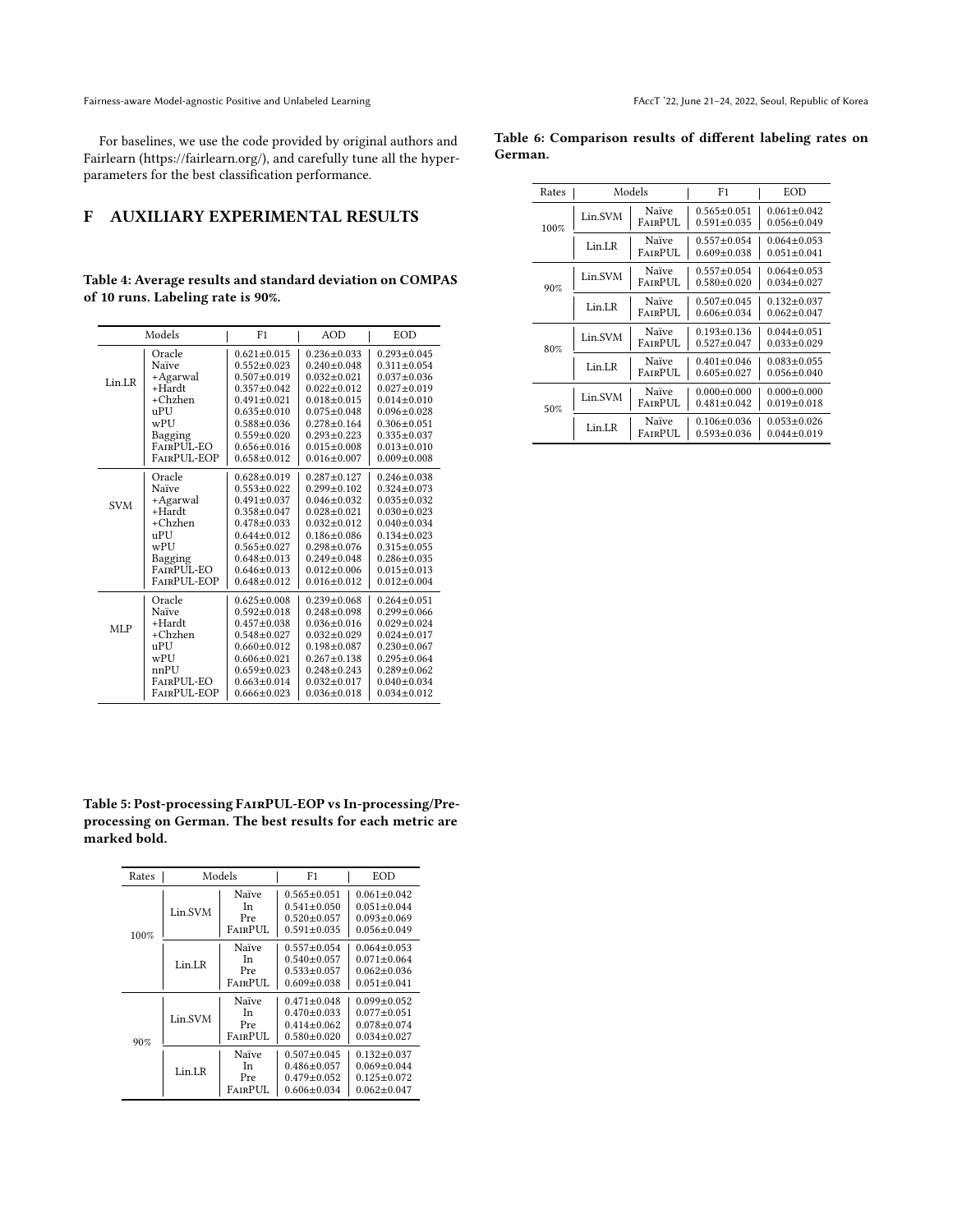For baselines, we use the code provided by original authors and Fairlearn (https://fairlearn.org/), and carefully tune all the hyperparameters for the best classification performance.

# F AUXILIARY EXPERIMENTAL RESULTS

**Table 4: Average results and standard deviation on COMPAS of 10 runs. Labeling rate is 90%.**

| Models | | F1 | AOD | EOD |
|---|---|---|---|---|
| Lin.LR | Oracle | 0.621±0.015 | 0.236±0.033 | 0.293±0.045 |
| | Naïve | 0.552±0.023 | 0.240±0.048 | 0.311±0.054 |
| | +Agarwal | 0.507±0.019 | 0.032±0.021 | 0.037±0.036 |
| | +Hardt | 0.357±0.042 | 0.022±0.012 | 0.027±0.019 |
| | +Chzhen | 0.491±0.021 | 0.018±0.015 | 0.014±0.010 |
| | uPU | 0.635±0.010 | 0.075±0.048 | 0.096±0.028 |
| | wPU | 0.588±0.036 | 0.278±0.164 | 0.306±0.051 |
| | Bagging | 0.559±0.020 | 0.293±0.223 | 0.335±0.037 |
| | FairPUL-EO | 0.656±0.016 | 0.015±0.008 | 0.013±0.010 |
| | FairPUL-EOP | 0.658±0.012 | 0.016±0.007 | 0.009±0.008 |
| SVM | Oracle | 0.628±0.019 | 0.287±0.127 | 0.246±0.038 |
| | Naïve | 0.553±0.022 | 0.299±0.102 | 0.324±0.073 |
| | +Agarwal | 0.491±0.037 | 0.046±0.032 | 0.035±0.032 |
| | +Hardt | 0.358±0.047 | 0.028±0.021 | 0.030±0.023 |
| | +Chzhen | 0.478±0.033 | 0.032±0.012 | 0.040±0.034 |
| | uPU | 0.644±0.012 | 0.186±0.086 | 0.134±0.023 |
| | wPU | 0.565±0.027 | 0.298±0.076 | 0.315±0.055 |
| | Bagging | 0.648±0.013 | 0.249±0.048 | 0.286±0.035 |
| | FairPUL-EO | 0.646±0.013 | 0.012±0.006 | 0.015±0.013 |
| | FairPUL-EOP | 0.648±0.012 | 0.016±0.012 | 0.012±0.004 |
| MLP | Oracle | 0.625±0.008 | 0.239±0.068 | 0.264±0.051 |
| | Naïve | 0.592±0.018 | 0.248±0.098 | 0.299±0.066 |
| | +Hardt | 0.457±0.038 | 0.036±0.016 | 0.029±0.024 |
| | +Chzhen | 0.548±0.027 | 0.032±0.029 | 0.024±0.017 |
| | uPU | 0.660±0.012 | 0.198±0.087 | 0.230±0.067 |
| | wPU | 0.606±0.021 | 0.267±0.138 | 0.295±0.064 |
| | nnPU | 0.659±0.023 | 0.248±0.243 | 0.289±0.062 |
| | FairPUL-EO | 0.663±0.014 | 0.032±0.017 | 0.040±0.034 |
| | FairPUL-EOP | 0.666±0.023 | 0.036±0.018 | 0.034±0.012 |

**Table 5: Post-processing FairPUL-EOP vs In-processing/Pre-processing on German. The best results for each metric are marked bold.**

| Rates | Models | | F1 | EOD |
|---|---|---|---|---|
| 100% | Lin.SVM | Naïve | 0.565±0.051 | 0.061±0.042 |
| | | In | 0.541±0.050 | 0.051±0.044 |
| | | Pre | 0.520±0.057 | 0.093±0.069 |
| | | FairPUL | 0.591±0.035 | 0.056±0.049 |
| | Lin.LR | Naïve | 0.557±0.054 | 0.064±0.053 |
| | | In | 0.540±0.057 | 0.071±0.064 |
| | | Pre | 0.533±0.057 | 0.062±0.036 |
| | | FairPUL | 0.609±0.038 | 0.051±0.041 |
| 90% | Lin.SVM | Naïve | 0.471±0.048 | 0.099±0.052 |
| | | In | 0.470±0.033 | 0.077±0.051 |
| | | Pre | 0.414±0.062 | 0.078±0.074 |
| | | FairPUL | 0.580±0.020 | 0.034±0.027 |
| | Lin.LR | Naïve | 0.507±0.045 | 0.132±0.037 |
| | | In | 0.486±0.057 | 0.069±0.044 |
| | | Pre | 0.479±0.052 | 0.125±0.072 |
| | | FairPUL | 0.606±0.034 | 0.062±0.047 |

**Table 6: Comparison results of different labeling rates on German.**

| Rates | Models | | F1 | EOD |
|---|---|---|---|---|
| 100% | Lin.SVM | Naïve | 0.565±0.051 | 0.061±0.042 |
| | | FairPUL | 0.591±0.035 | 0.056±0.049 |
| | Lin.LR | Naïve | 0.557±0.054 | 0.064±0.053 |
| | | FairPUL | 0.609±0.038 | 0.051±0.041 |
| 90% | Lin.SVM | Naïve | 0.557±0.054 | 0.064±0.053 |
| | | FairPUL | 0.580±0.020 | 0.034±0.027 |
| | Lin.LR | Naïve | 0.507±0.045 | 0.132±0.037 |
| | | FairPUL | 0.606±0.034 | 0.062±0.047 |
| 80% | Lin.SVM | Naïve | 0.193±0.136 | 0.044±0.051 |
| | | FairPUL | 0.527±0.047 | 0.033±0.029 |
| | Lin.LR | Naïve | 0.401±0.046 | 0.083±0.055 |
| | | FairPUL | 0.605±0.027 | 0.056±0.040 |
| 50% | Lin.SVM | Naïve | 0.000±0.000 | 0.000±0.000 |
| | | FairPUL | 0.481±0.042 | 0.019±0.018 |
| | Lin.LR | Naïve | 0.106±0.036 | 0.053±0.026 |
| | | FairPUL | 0.593±0.036 | 0.044±0.019 |